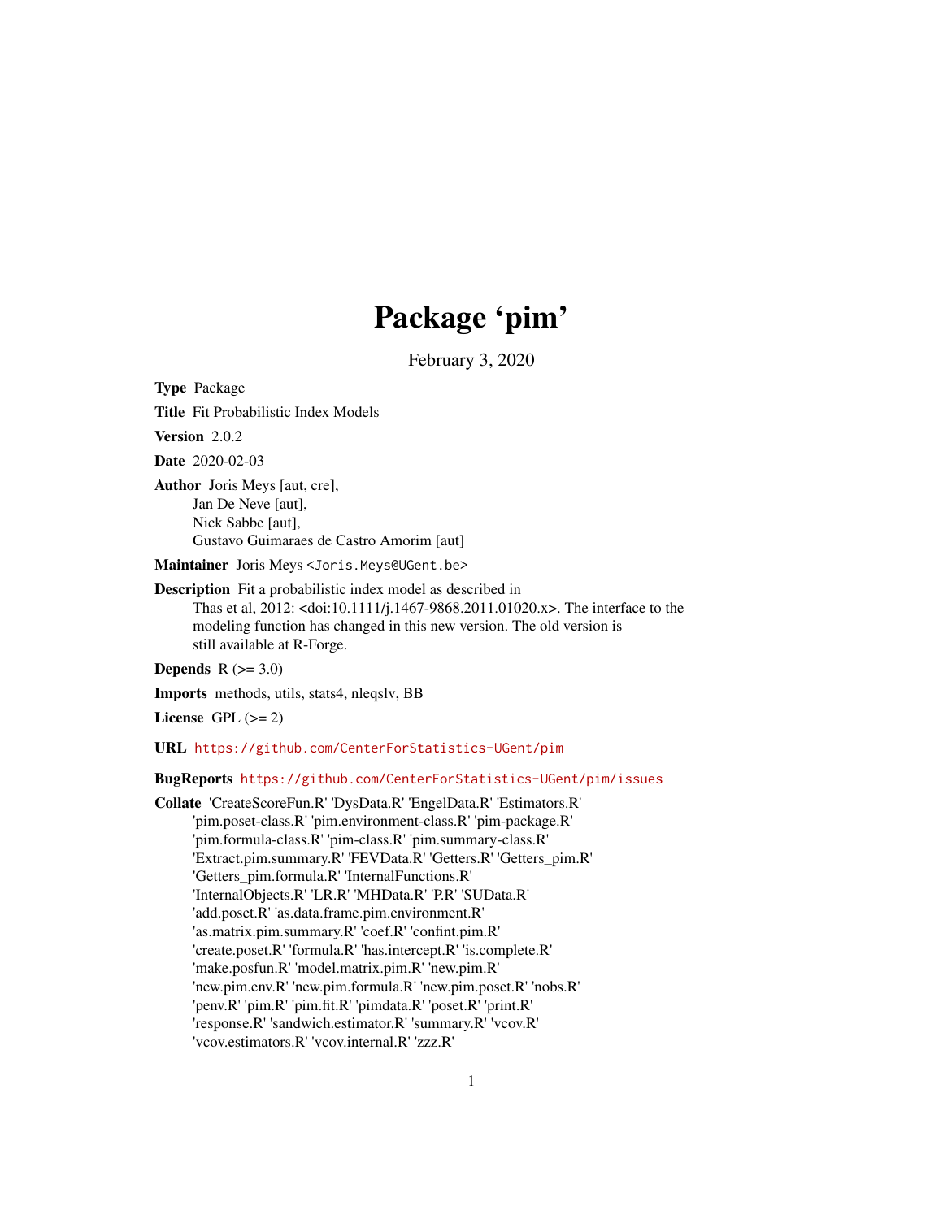# Package 'pim'

February 3, 2020

**Type** Package

**Title** Fit Probabilistic Index Models

**Version** 2.0.2

**Date** 2020-02-03

**Author** Joris Meys [aut, cre],
Jan De Neve [aut],
Nick Sabbe [aut],
Gustavo Guimaraes de Castro Amorim [aut]

**Maintainer** Joris Meys <Joris.Meys@UGent.be>

**Description** Fit a probabilistic index model as described in
Thas et al, 2012: <doi:10.1111/j.1467-9868.2011.01020.x>. The interface to the
modeling function has changed in this new version. The old version is
still available at R-Forge.

**Depends** R (>= 3.0)

**Imports** methods, utils, stats4, nleqslv, BB

**License** GPL (>= 2)

**URL** https://github.com/CenterForStatistics-UGent/pim

**BugReports** https://github.com/CenterForStatistics-UGent/pim/issues

**Collate** 'CreateScoreFun.R' 'DysData.R' 'EngelData.R' 'Estimators.R'
'pim.poset-class.R' 'pim.environment-class.R' 'pim-package.R'
'pim.formula-class.R' 'pim-class.R' 'pim.summary-class.R'
'Extract.pim.summary.R' 'FEVData.R' 'Getters.R' 'Getters_pim.R'
'Getters_pim.formula.R' 'InternalFunctions.R'
'InternalObjects.R' 'LR.R' 'MHData.R' 'P.R' 'SUData.R'
'add.poset.R' 'as.data.frame.pim.environment.R'
'as.matrix.pim.summary.R' 'coef.R' 'confint.pim.R'
'create.poset.R' 'formula.R' 'has.intercept.R' 'is.complete.R'
'make.posfun.R' 'model.matrix.pim.R' 'new.pim.R'
'new.pim.env.R' 'new.pim.formula.R' 'new.pim.poset.R' 'nobs.R'
'penv.R' 'pim.R' 'pim.fit.R' 'pimdata.R' 'poset.R' 'print.R'
'response.R' 'sandwich.estimator.R' 'summary.R' 'vcov.R'
'vcov.estimators.R' 'vcov.internal.R' 'zzz.R'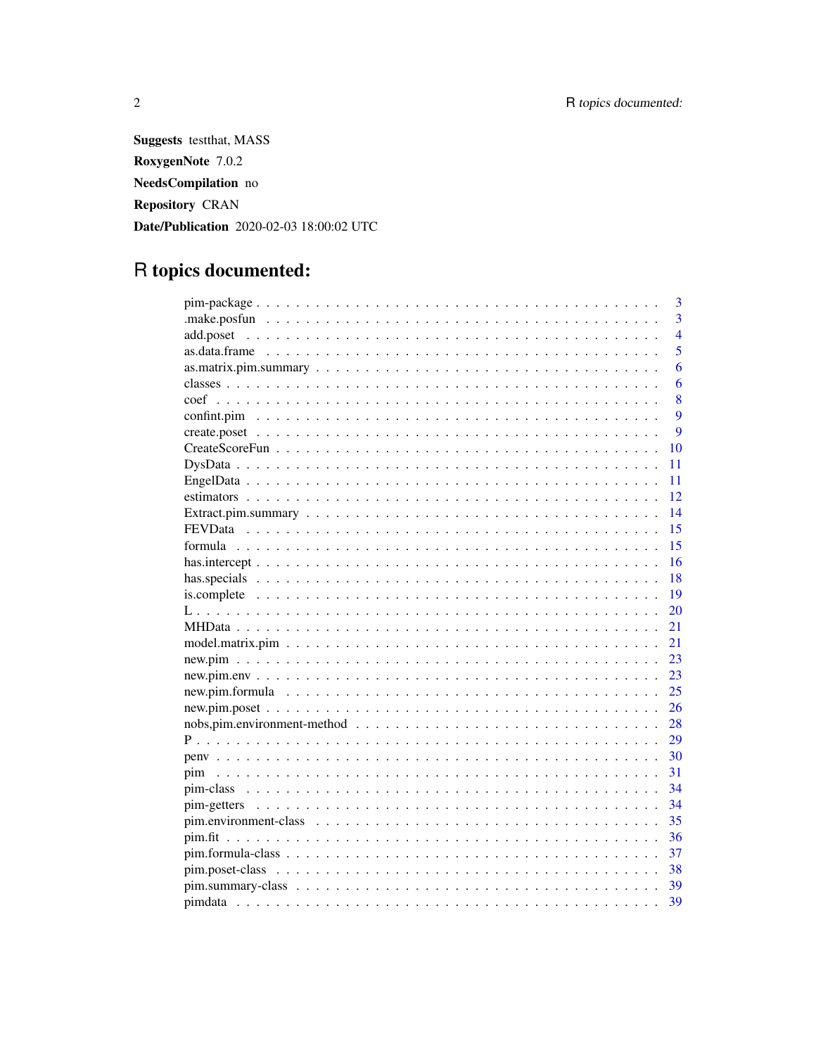**Suggests** testthat, MASS

**RoxygenNote** 7.0.2

**NeedsCompilation** no

**Repository** CRAN

**Date/Publication** 2020-02-03 18:00:02 UTC

# R topics documented:

| | |
|---|---|
| pim-package | 3 |
| .make.posfun | 3 |
| add.poset | 4 |
| as.data.frame | 5 |
| as.matrix.pim.summary | 6 |
| classes | 6 |
| coef | 8 |
| confint.pim | 9 |
| create.poset | 9 |
| CreateScoreFun | 10 |
| DysData | 11 |
| EngelData | 11 |
| estimators | 12 |
| Extract.pim.summary | 14 |
| FEVData | 15 |
| formula | 15 |
| has.intercept | 16 |
| has.specials | 18 |
| is.complete | 19 |
| L | 20 |
| MHData | 21 |
| model.matrix.pim | 21 |
| new.pim | 23 |
| new.pim.env | 23 |
| new.pim.formula | 25 |
| new.pim.poset | 26 |
| nobs,pim.environment-method | 28 |
| P | 29 |
| penv | 30 |
| pim | 31 |
| pim-class | 34 |
| pim-getters | 34 |
| pim.environment-class | 35 |
| pim.fit | 36 |
| pim.formula-class | 37 |
| pim.poset-class | 38 |
| pim.summary-class | 39 |
| pimdata | 39 |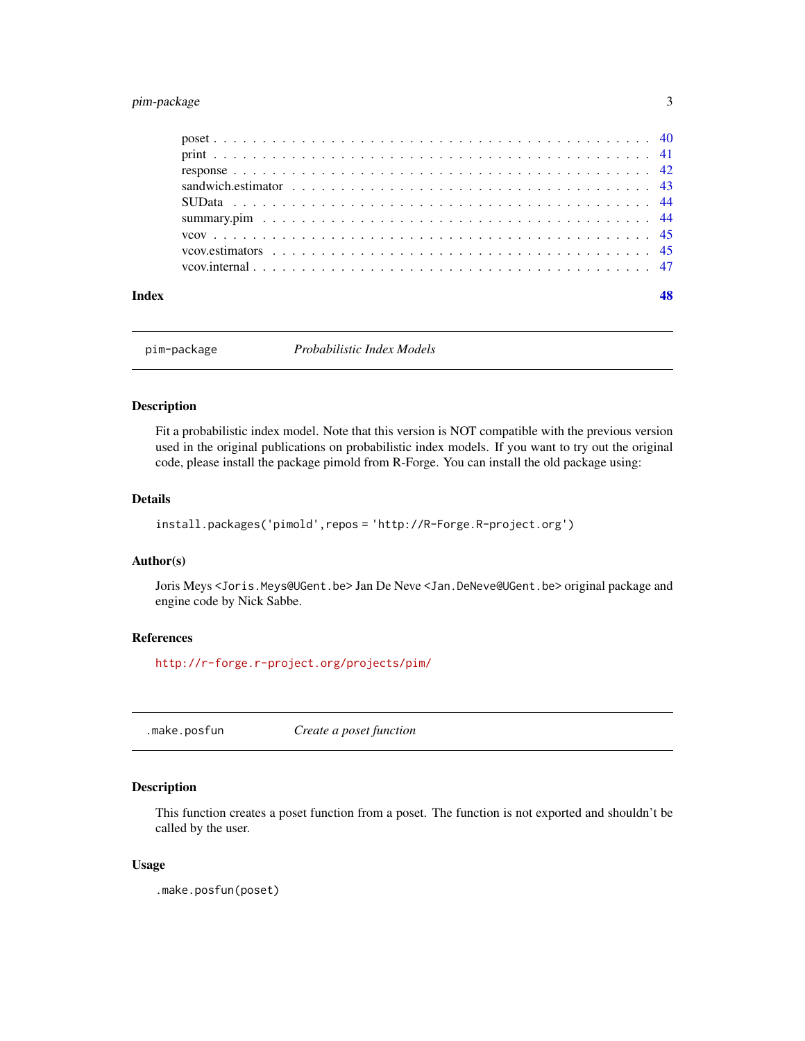| | |
|---|---|
| poset | 40 |
| print | 41 |
| response | 42 |
| sandwich.estimator | 43 |
| SUData | 44 |
| summary.pim | 44 |
| vcov | 45 |
| vcov.estimators | 45 |
| vcov.internal | 47 |

**Index** **48**

---

## pim-package *Probabilistic Index Models*

---

### Description

Fit a probabilistic index model. Note that this version is NOT compatible with the previous version used in the original publications on probabilistic index models. If you want to try out the original code, please install the package pimold from R-Forge. You can install the old package using:

### Details

```
install.packages('pimold',repos = 'http://R-Forge.R-project.org')
```

### Author(s)

Joris Meys <Joris.Meys@UGent.be> Jan De Neve <Jan.DeNeve@UGent.be> original package and engine code by Nick Sabbe.

### References

http://r-forge.r-project.org/projects/pim/

---

## .make.posfun *Create a poset function*

---

### Description

This function creates a poset function from a poset. The function is not exported and shouldn't be called by the user.

### Usage

```
.make.posfun(poset)
```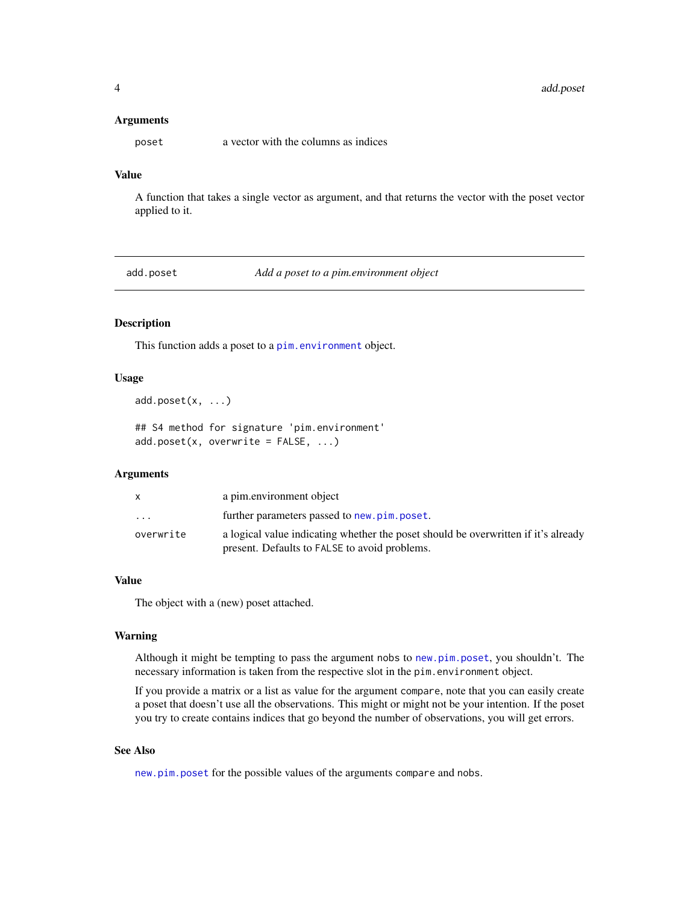### Arguments

| | |
|---|---|
| `poset` | a vector with the columns as indices |

### Value

A function that takes a single vector as argument, and that returns the vector with the poset vector applied to it.

---

## add.poset — *Add a poset to a pim.environment object*

---

### Description

This function adds a poset to a `pim.environment` object.

### Usage

```
add.poset(x, ...)

## S4 method for signature 'pim.environment'
add.poset(x, overwrite = FALSE, ...)
```

### Arguments

| | |
|---|---|
| `x` | a pim.environment object |
| `...` | further parameters passed to `new.pim.poset`. |
| `overwrite` | a logical value indicating whether the poset should be overwritten if it's already present. Defaults to `FALSE` to avoid problems. |

### Value

The object with a (new) poset attached.

### Warning

Although it might be tempting to pass the argument `nobs` to `new.pim.poset`, you shouldn't. The necessary information is taken from the respective slot in the `pim.environment` object.

If you provide a matrix or a list as value for the argument `compare`, note that you can easily create a poset that doesn't use all the observations. This might or might not be your intention. If the poset you try to create contains indices that go beyond the number of observations, you will get errors.

### See Also

`new.pim.poset` for the possible values of the arguments `compare` and `nobs`.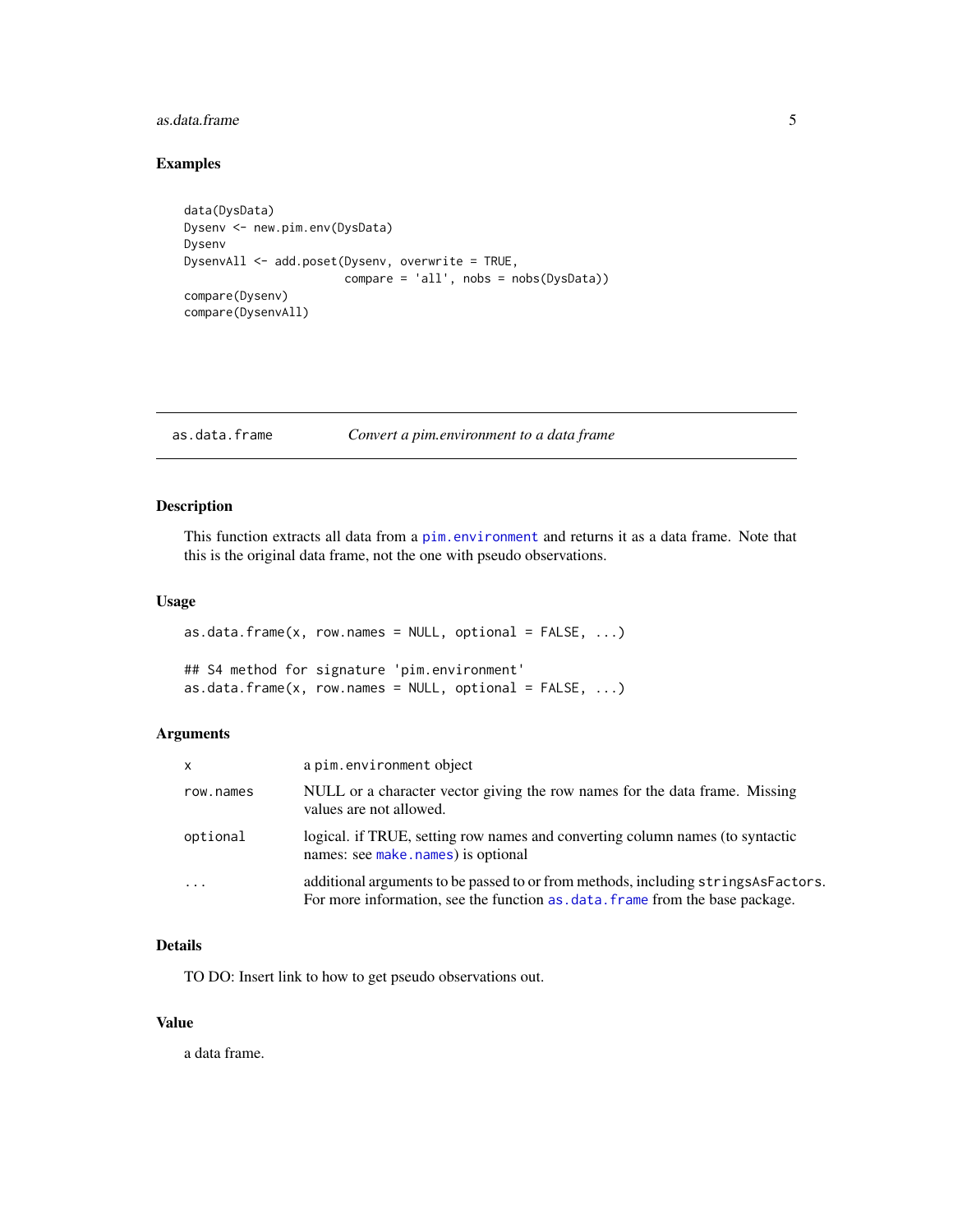### Examples

```
data(DysData)
Dysenv <- new.pim.env(DysData)
Dysenv
DysenvAll <- add.poset(Dysenv, overwrite = TRUE,
                       compare = 'all', nobs = nobs(DysData))
compare(Dysenv)
compare(DysenvAll)
```

---

## as.data.frame — *Convert a pim.environment to a data frame*

---

### Description

This function extracts all data from a `pim.environment` and returns it as a data frame. Note that this is the original data frame, not the one with pseudo observations.

### Usage

```
as.data.frame(x, row.names = NULL, optional = FALSE, ...)

## S4 method for signature 'pim.environment'
as.data.frame(x, row.names = NULL, optional = FALSE, ...)
```

### Arguments

| | |
|---|---|
| `x` | a `pim.environment` object |
| `row.names` | NULL or a character vector giving the row names for the data frame. Missing values are not allowed. |
| `optional` | logical. if TRUE, setting row names and converting column names (to syntactic names: see `make.names`) is optional |
| `...` | additional arguments to be passed to or from methods, including `stringsAsFactors`. For more information, see the function `as.data.frame` from the base package. |

### Details

TO DO: Insert link to how to get pseudo observations out.

### Value

a data frame.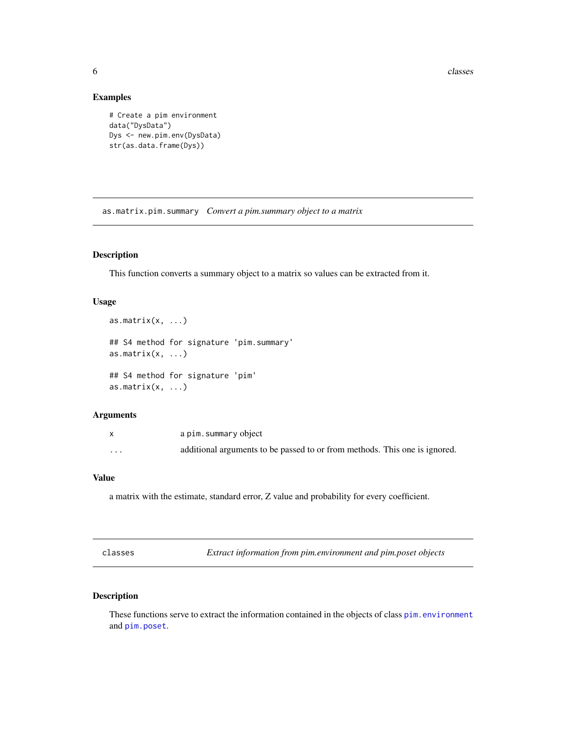### Examples

```
# Create a pim environment
data("DysData")
Dys <- new.pim.env(DysData)
str(as.data.frame(Dys))
```

---

## as.matrix.pim.summary    *Convert a pim.summary object to a matrix*

---

### Description

This function converts a summary object to a matrix so values can be extracted from it.

### Usage

```
as.matrix(x, ...)

## S4 method for signature 'pim.summary'
as.matrix(x, ...)

## S4 method for signature 'pim'
as.matrix(x, ...)
```

### Arguments

| | |
|---|---|
| `x` | a `pim.summary` object |
| `...` | additional arguments to be passed to or from methods. This one is ignored. |

### Value

a matrix with the estimate, standard error, Z value and probability for every coefficient.

---

## classes    *Extract information from pim.environment and pim.poset objects*

---

### Description

These functions serve to extract the information contained in the objects of class `pim.environment` and `pim.poset`.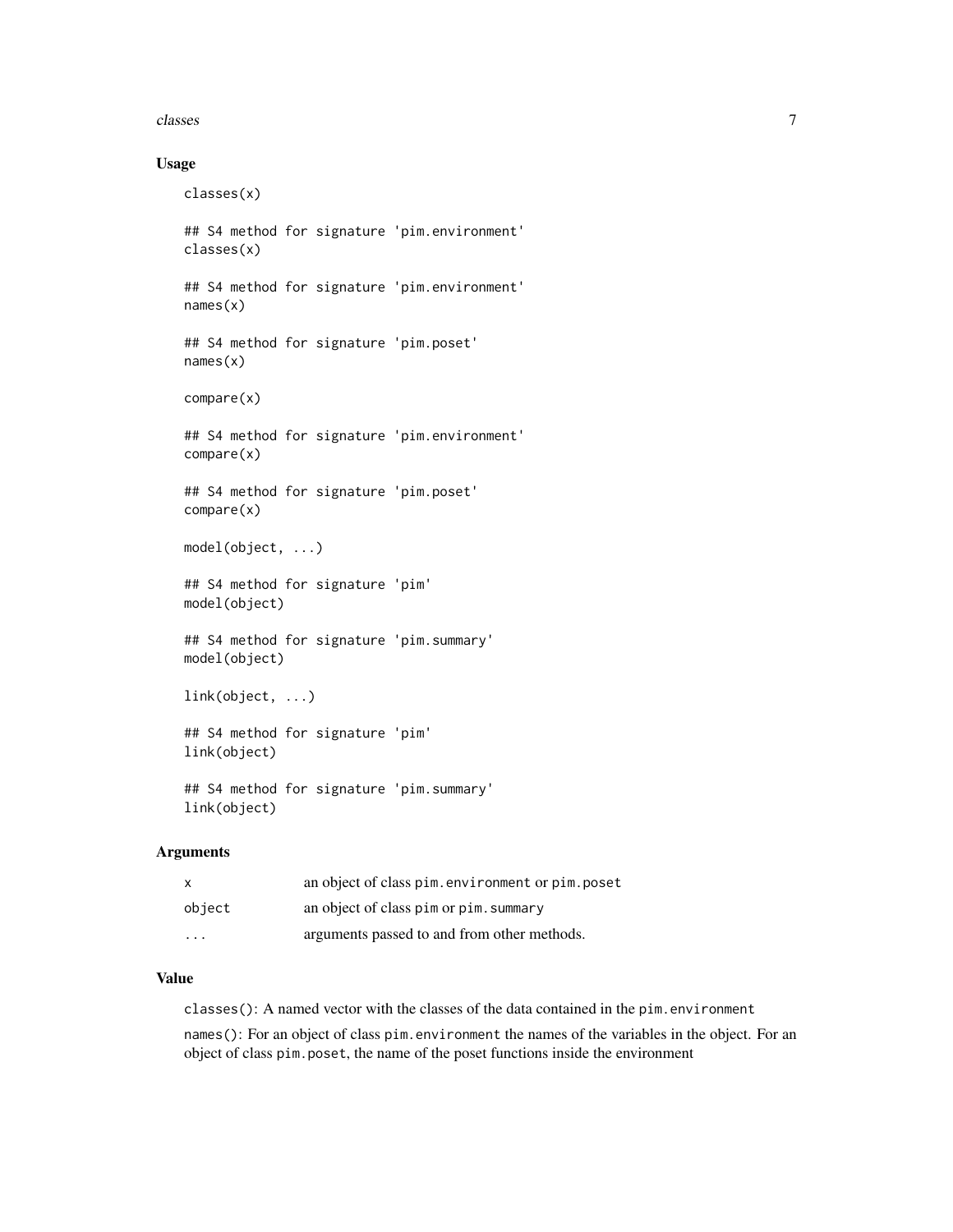### Usage

```
classes(x)

## S4 method for signature 'pim.environment'
classes(x)

## S4 method for signature 'pim.environment'
names(x)

## S4 method for signature 'pim.poset'
names(x)

compare(x)

## S4 method for signature 'pim.environment'
compare(x)

## S4 method for signature 'pim.poset'
compare(x)

model(object, ...)

## S4 method for signature 'pim'
model(object)

## S4 method for signature 'pim.summary'
model(object)

link(object, ...)

## S4 method for signature 'pim'
link(object)

## S4 method for signature 'pim.summary'
link(object)
```

### Arguments

| | |
|---|---|
| x | an object of class `pim.environment` or `pim.poset` |
| object | an object of class `pim` or `pim.summary` |
| ... | arguments passed to and from other methods. |

### Value

`classes()`: A named vector with the classes of the data contained in the `pim.environment`

`names()`: For an object of class `pim.environment` the names of the variables in the object. For an object of class `pim.poset`, the name of the poset functions inside the environment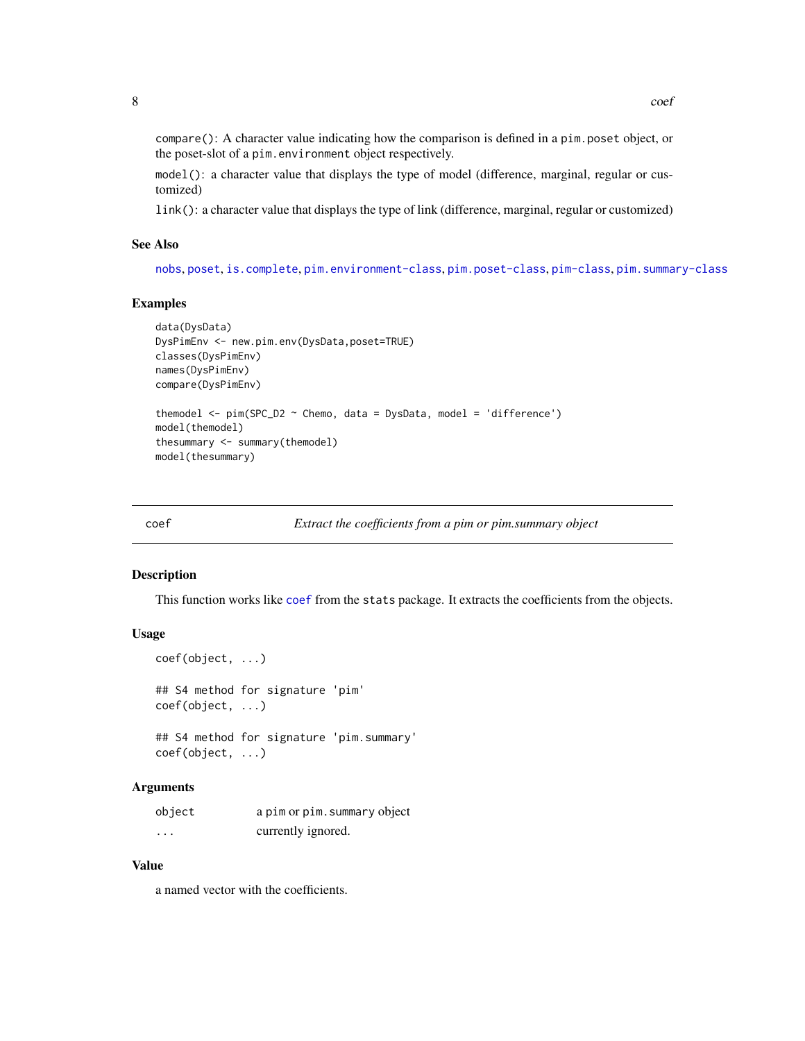compare(): A character value indicating how the comparison is defined in a pim.poset object, or the poset-slot of a pim.environment object respectively.

model(): a character value that displays the type of model (difference, marginal, regular or customized)

link(): a character value that displays the type of link (difference, marginal, regular or customized)

### See Also

nobs, poset, is.complete, pim.environment-class, pim.poset-class, pim-class, pim.summary-class

### Examples

```
data(DysData)
DysPimEnv <- new.pim.env(DysData,poset=TRUE)
classes(DysPimEnv)
names(DysPimEnv)
compare(DysPimEnv)

themodel <- pim(SPC_D2 ~ Chemo, data = DysData, model = 'difference')
model(themodel)
thesummary <- summary(themodel)
model(thesummary)
```

---

## coef — *Extract the coefficients from a pim or pim.summary object*

### Description

This function works like coef from the stats package. It extracts the coefficients from the objects.

### Usage

```
coef(object, ...)

## S4 method for signature 'pim'
coef(object, ...)

## S4 method for signature 'pim.summary'
coef(object, ...)
```

### Arguments

| | |
|---|---|
| object | a pim or pim.summary object |
| ... | currently ignored. |

### Value

a named vector with the coefficients.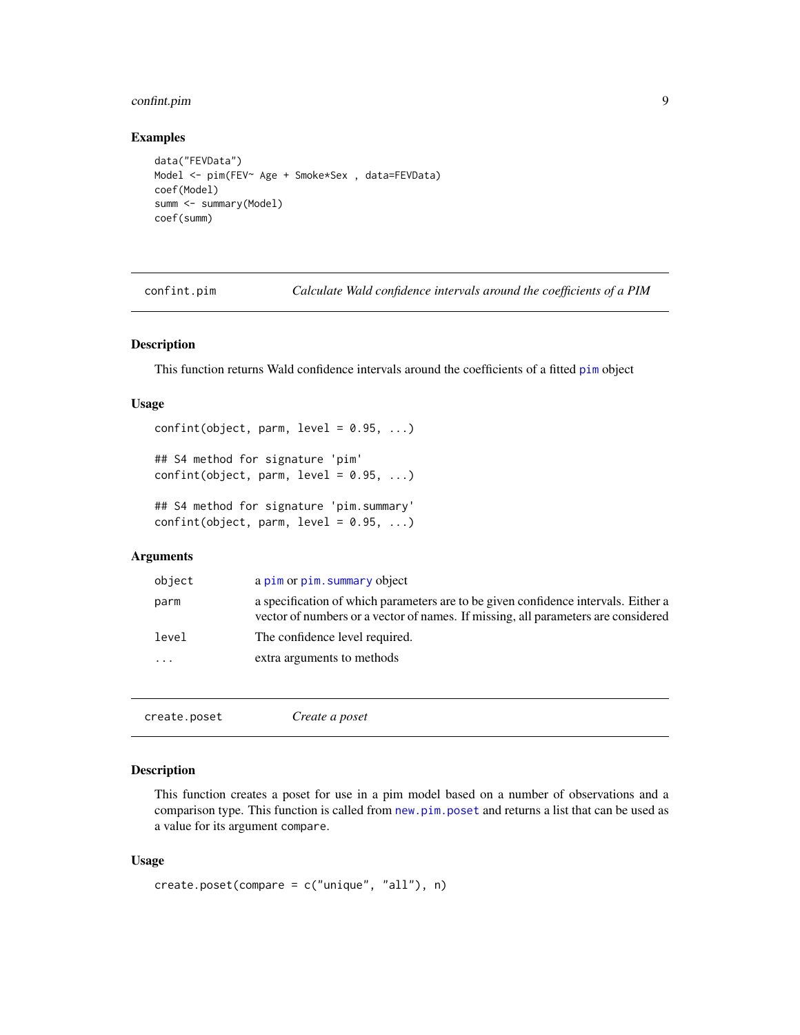### Examples

```
data("FEVData")
Model <- pim(FEV~ Age + Smoke*Sex , data=FEVData)
coef(Model)
summ <- summary(Model)
coef(summ)
```

---

## confint.pim — *Calculate Wald confidence intervals around the coefficients of a PIM*

### Description

This function returns Wald confidence intervals around the coefficients of a fitted `pim` object

### Usage

```
confint(object, parm, level = 0.95, ...)

## S4 method for signature 'pim'
confint(object, parm, level = 0.95, ...)

## S4 method for signature 'pim.summary'
confint(object, parm, level = 0.95, ...)
```

### Arguments

| | |
|---|---|
| `object` | a `pim` or `pim.summary` object |
| `parm` | a specification of which parameters are to be given confidence intervals. Either a vector of numbers or a vector of names. If missing, all parameters are considered |
| `level` | The confidence level required. |
| `...` | extra arguments to methods |

---

## create.poset — *Create a poset*

### Description

This function creates a poset for use in a pim model based on a number of observations and a comparison type. This function is called from `new.pim.poset` and returns a list that can be used as a value for its argument `compare`.

### Usage

```
create.poset(compare = c("unique", "all"), n)
```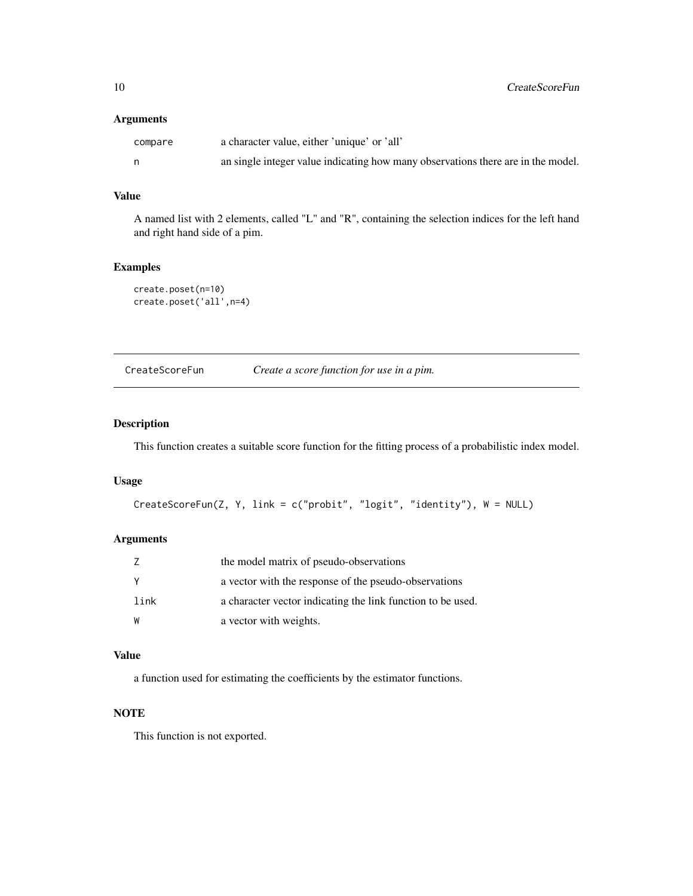### Arguments

| | |
|---|---|
| compare | a character value, either 'unique' or 'all' |
| n | an single integer value indicating how many observations there are in the model. |

### Value

A named list with 2 elements, called "L" and "R", containing the selection indices for the left hand and right hand side of a pim.

### Examples

```
create.poset(n=10)
create.poset('all',n=4)
```

---

## CreateScoreFun — *Create a score function for use in a pim.*

---

### Description

This function creates a suitable score function for the fitting process of a probabilistic index model.

### Usage

```
CreateScoreFun(Z, Y, link = c("probit", "logit", "identity"), W = NULL)
```

### Arguments

| | |
|---|---|
| Z | the model matrix of pseudo-observations |
| Y | a vector with the response of the pseudo-observations |
| link | a character vector indicating the link function to be used. |
| W | a vector with weights. |

### Value

a function used for estimating the coefficients by the estimator functions.

### NOTE

This function is not exported.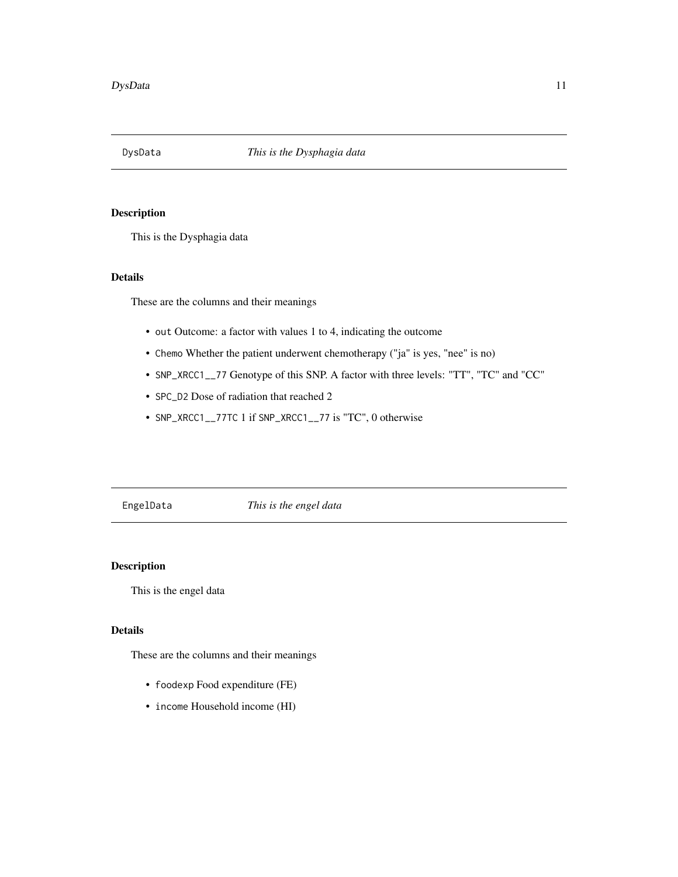## DysData — *This is the Dysphagia data*

### Description

This is the Dysphagia data

### Details

These are the columns and their meanings

- `out` Outcome: a factor with values 1 to 4, indicating the outcome
- `Chemo` Whether the patient underwent chemotherapy ("ja" is yes, "nee" is no)
- `SNP_XRCC1__77` Genotype of this SNP. A factor with three levels: "TT", "TC" and "CC"
- `SPC_D2` Dose of radiation that reached 2
- `SNP_XRCC1__77TC` 1 if `SNP_XRCC1__77` is "TC", 0 otherwise

## EngelData — *This is the engel data*

### Description

This is the engel data

### Details

These are the columns and their meanings

- `foodexp` Food expenditure (FE)
- `income` Household income (HI)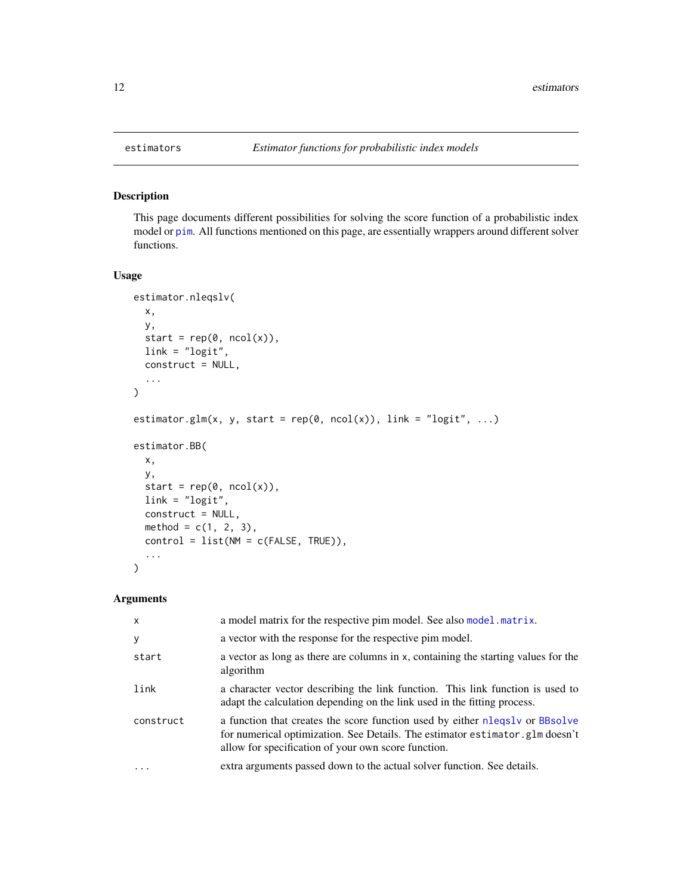## estimators — *Estimator functions for probabilistic index models*

### Description

This page documents different possibilities for solving the score function of a probabilistic index model or pim. All functions mentioned on this page, are essentially wrappers around different solver functions.

### Usage

```
estimator.nleqslv(
  x,
  y,
  start = rep(0, ncol(x)),
  link = "logit",
  construct = NULL,
  ...
)

estimator.glm(x, y, start = rep(0, ncol(x)), link = "logit", ...)

estimator.BB(
  x,
  y,
  start = rep(0, ncol(x)),
  link = "logit",
  construct = NULL,
  method = c(1, 2, 3),
  control = list(NM = c(FALSE, TRUE)),
  ...
)
```

### Arguments

| | |
|---|---|
| `x` | a model matrix for the respective pim model. See also `model.matrix`. |
| `y` | a vector with the response for the respective pim model. |
| `start` | a vector as long as there are columns in `x`, containing the starting values for the algorithm |
| `link` | a character vector describing the link function. This link function is used to adapt the calculation depending on the link used in the fitting process. |
| `construct` | a function that creates the score function used by either `nleqslv` or `BBsolve` for numerical optimization. See Details. The estimator `estimator.glm` doesn't allow for specification of your own score function. |
| `...` | extra arguments passed down to the actual solver function. See details. |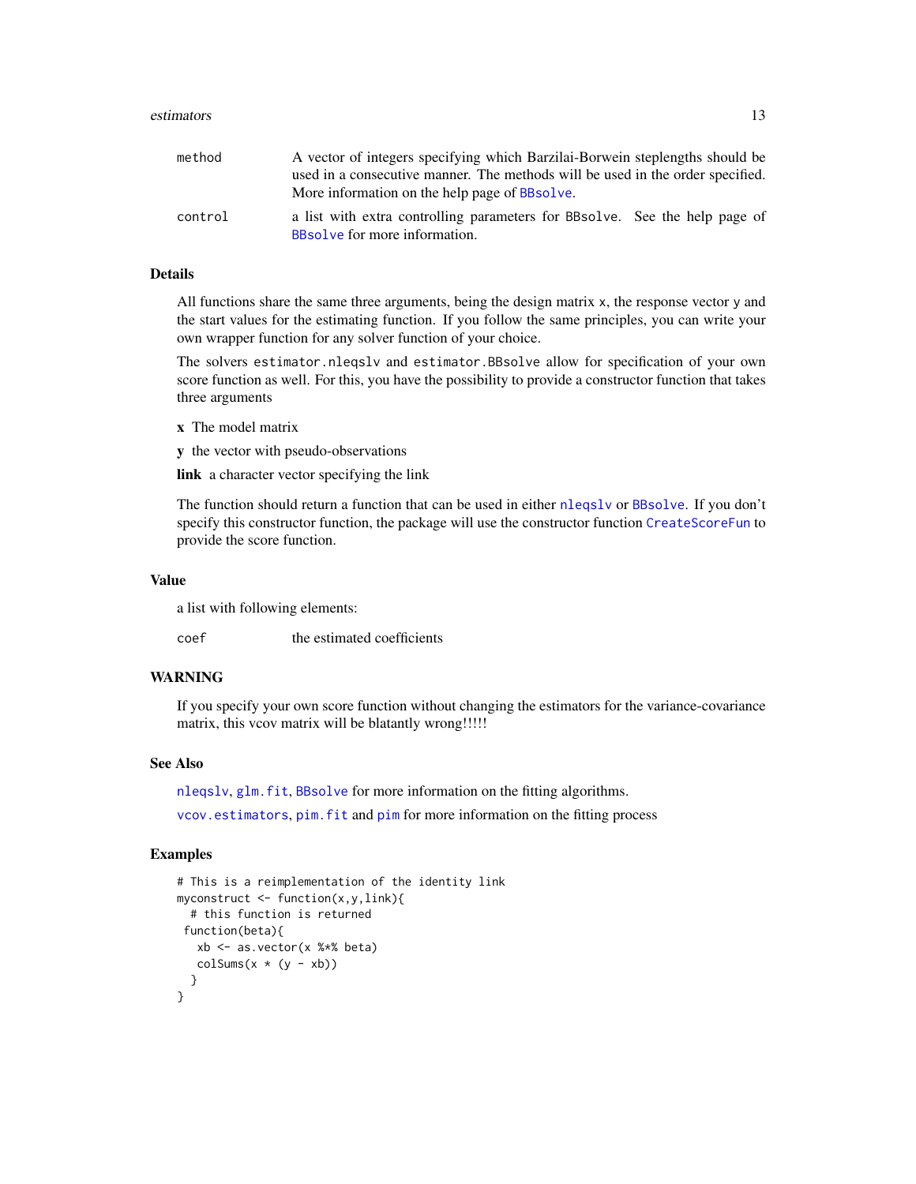| | |
|---|---|
| `method` | A vector of integers specifying which Barzilai-Borwein steplengths should be used in a consecutive manner. The methods will be used in the order specified. More information on the help page of `BBsolve`. |
| `control` | a list with extra controlling parameters for BBsolve. See the help page of `BBsolve` for more information. |

## Details

All functions share the same three arguments, being the design matrix `x`, the response vector `y` and the start values for the estimating function. If you follow the same principles, you can write your own wrapper function for any solver function of your choice.

The solvers `estimator.nleqslv` and `estimator.BBsolve` allow for specification of your own score function as well. For this, you have the possibility to provide a constructor function that takes three arguments

**x** The model matrix

**y** the vector with pseudo-observations

**link** a character vector specifying the link

The function should return a function that can be used in either `nleqslv` or `BBsolve`. If you don't specify this constructor function, the package will use the constructor function `CreateScoreFun` to provide the score function.

## Value

a list with following elements:

| | |
|---|---|
| `coef` | the estimated coefficients |

## WARNING

If you specify your own score function without changing the estimators for the variance-covariance matrix, this vcov matrix will be blatantly wrong!!!!!

## See Also

`nleqslv`, `glm.fit`, `BBsolve` for more information on the fitting algorithms.

`vcov.estimators`, `pim.fit` and `pim` for more information on the fitting process

## Examples

```
# This is a reimplementation of the identity link
myconstruct <- function(x,y,link){
  # this function is returned
 function(beta){
   xb <- as.vector(x %*% beta)
   colSums(x * (y - xb))
  }
}
```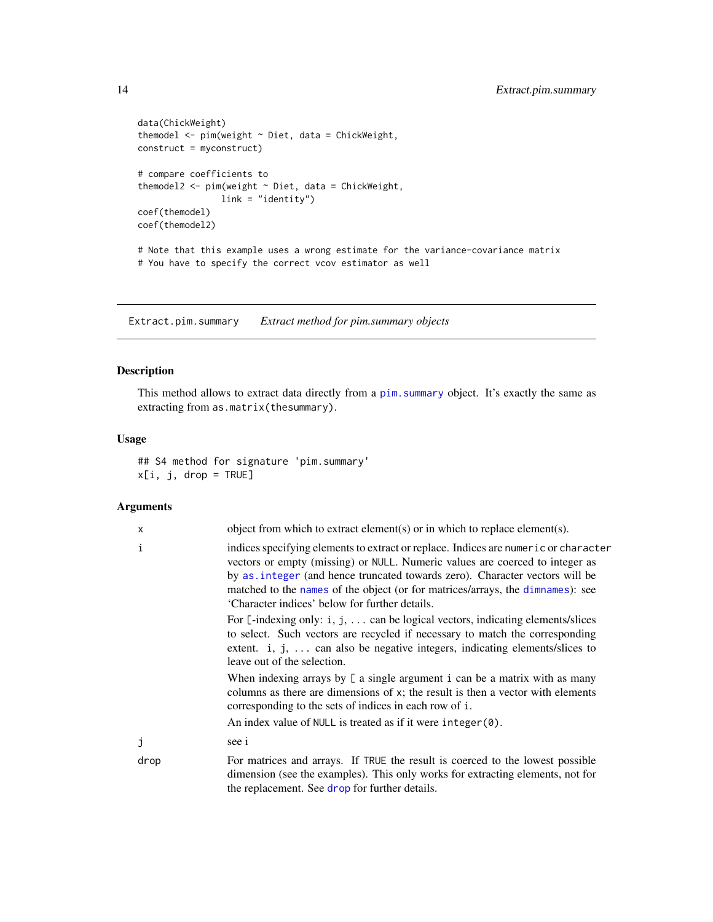```
data(ChickWeight)
themodel <- pim(weight ~ Diet, data = ChickWeight,
construct = myconstruct)

# compare coefficients to
themodel2 <- pim(weight ~ Diet, data = ChickWeight,
                 link = "identity")
coef(themodel)
coef(themodel2)

# Note that this example uses a wrong estimate for the variance-covariance matrix
# You have to specify the correct vcov estimator as well
```

---

## Extract.pim.summary    *Extract method for pim.summary objects*

---

### Description

This method allows to extract data directly from a `pim.summary` object. It's exactly the same as extracting from `as.matrix(thesummary)`.

### Usage

```
## S4 method for signature 'pim.summary'
x[i, j, drop = TRUE]
```

### Arguments

| | |
|---|---|
| `x` | object from which to extract element(s) or in which to replace element(s). |
| `i` | indices specifying elements to extract or replace. Indices are `numeric` or `character` vectors or empty (missing) or `NULL`. Numeric values are coerced to integer as by `as.integer` (and hence truncated towards zero). Character vectors will be matched to the `names` of the object (or for matrices/arrays, the `dimnames`): see 'Character indices' below for further details.<br><br>For `[`-indexing only: `i, j, ...` can be logical vectors, indicating elements/slices to select. Such vectors are recycled if necessary to match the corresponding extent. `i, j, ...` can also be negative integers, indicating elements/slices to leave out of the selection.<br><br>When indexing arrays by `[` a single argument `i` can be a matrix with as many columns as there are dimensions of `x`; the result is then a vector with elements corresponding to the sets of indices in each row of `i`.<br><br>An index value of `NULL` is treated as if it were `integer(0)`. |
| `j` | see i |
| `drop` | For matrices and arrays. If `TRUE` the result is coerced to the lowest possible dimension (see the examples). This only works for extracting elements, not for the replacement. See `drop` for further details. |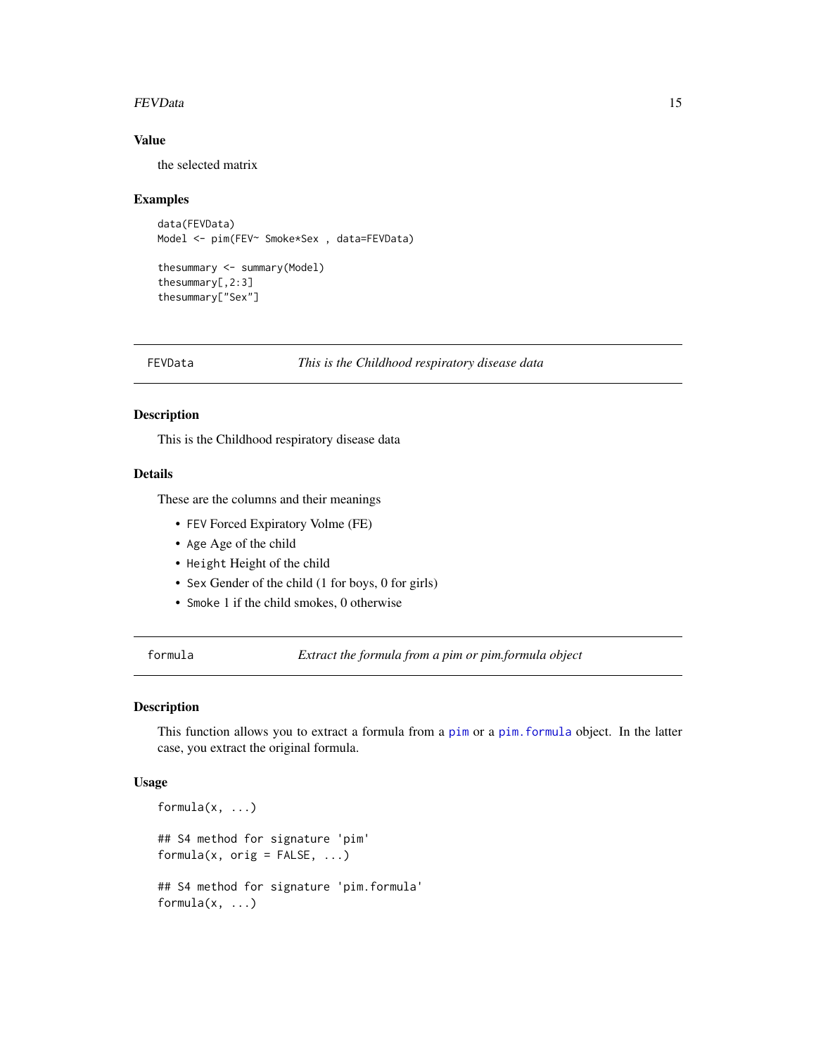## Value

the selected matrix

## Examples

```
data(FEVData)
Model <- pim(FEV~ Smoke*Sex , data=FEVData)

thesummary <- summary(Model)
thesummary[,2:3]
thesummary["Sex"]
```

---

# FEVData *This is the Childhood respiratory disease data*

## Description

This is the Childhood respiratory disease data

## Details

These are the columns and their meanings

- `FEV` Forced Expiratory Volme (FE)
- `Age` Age of the child
- `Height` Height of the child
- `Sex` Gender of the child (1 for boys, 0 for girls)
- `Smoke` 1 if the child smokes, 0 otherwise

---

# formula *Extract the formula from a pim or pim.formula object*

## Description

This function allows you to extract a formula from a `pim` or a `pim.formula` object. In the latter case, you extract the original formula.

## Usage

```
formula(x, ...)

## S4 method for signature 'pim'
formula(x, orig = FALSE, ...)

## S4 method for signature 'pim.formula'
formula(x, ...)
```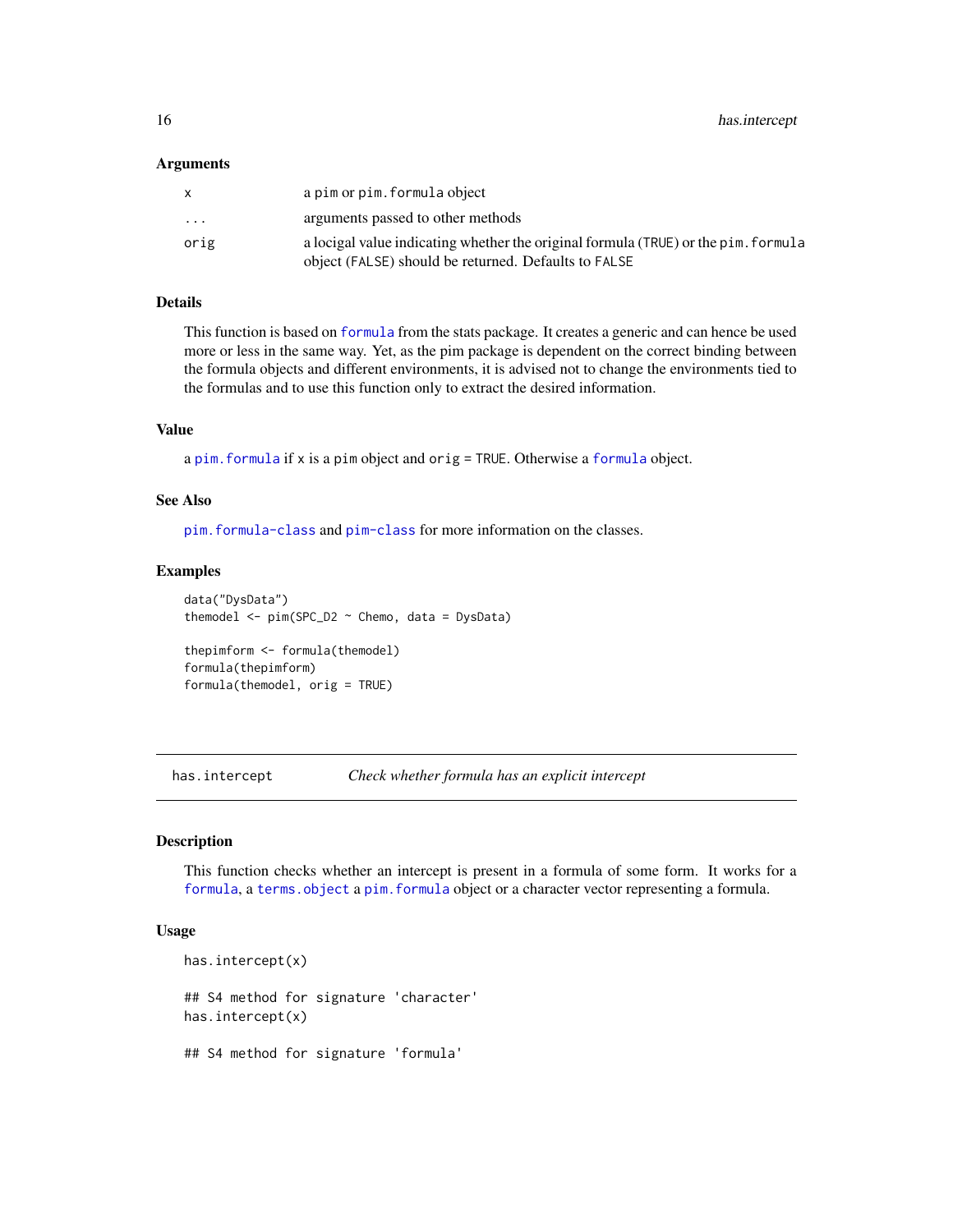### Arguments

| | |
|---|---|
| x | a `pim` or `pim.formula` object |
| ... | arguments passed to other methods |
| orig | a locigal value indicating whether the original formula (`TRUE`) or the `pim.formula` object (`FALSE`) should be returned. Defaults to `FALSE` |

### Details

This function is based on `formula` from the stats package. It creates a generic and can hence be used more or less in the same way. Yet, as the pim package is dependent on the correct binding between the formula objects and different environments, it is advised not to change the environments tied to the formulas and to use this function only to extract the desired information.

### Value

a `pim.formula` if `x` is a `pim` object and `orig = TRUE`. Otherwise a `formula` object.

### See Also

`pim.formula-class` and `pim-class` for more information on the classes.

### Examples

```
data("DysData")
themodel <- pim(SPC_D2 ~ Chemo, data = DysData)

thepimform <- formula(themodel)
formula(thepimform)
formula(themodel, orig = TRUE)
```

---

## has.intercept — *Check whether formula has an explicit intercept*

### Description

This function checks whether an intercept is present in a formula of some form. It works for a `formula`, a `terms.object` a `pim.formula` object or a character vector representing a formula.

### Usage

```
has.intercept(x)

## S4 method for signature 'character'
has.intercept(x)

## S4 method for signature 'formula'
```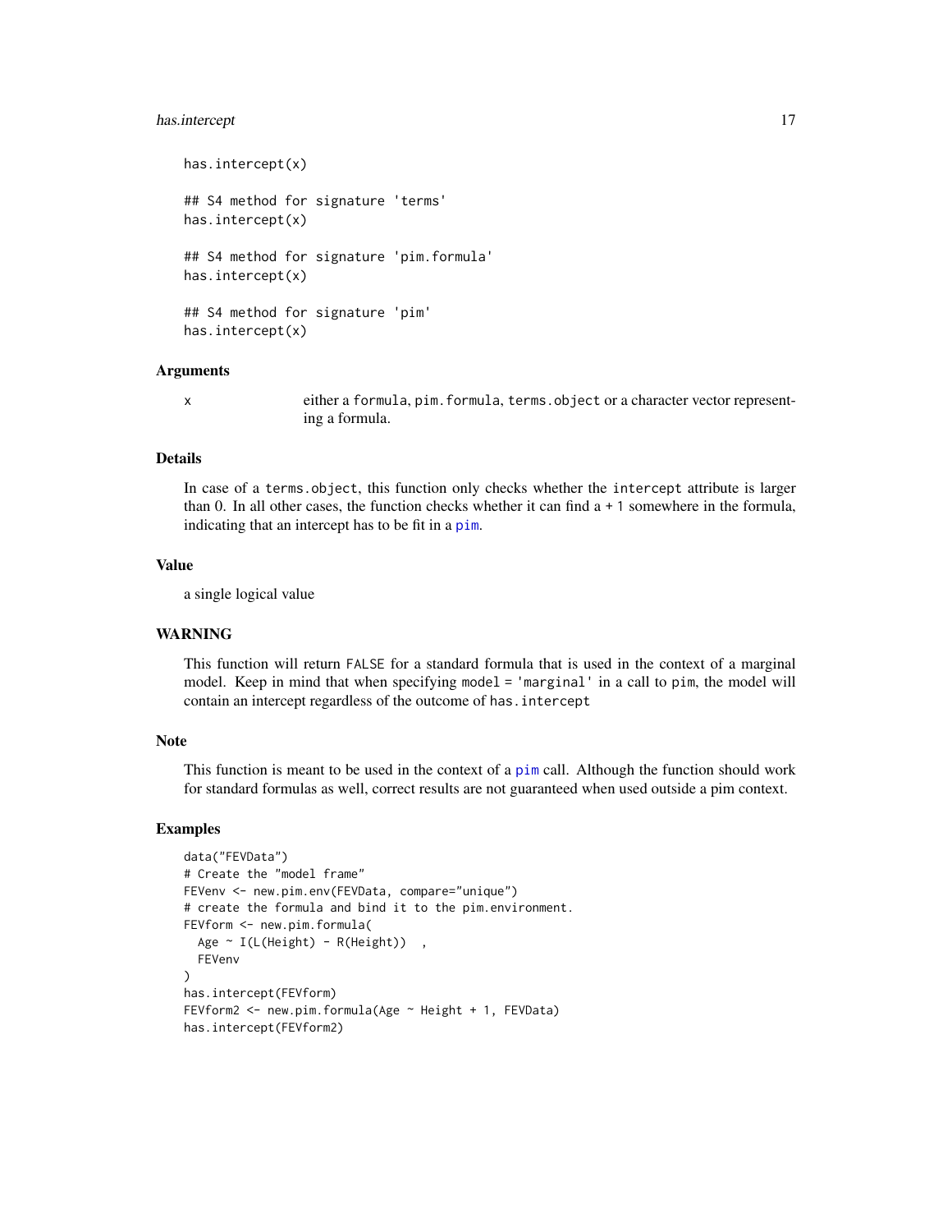```
has.intercept(x)

## S4 method for signature 'terms'
has.intercept(x)

## S4 method for signature 'pim.formula'
has.intercept(x)

## S4 method for signature 'pim'
has.intercept(x)
```

### Arguments

| | |
|---|---|
| x | either a `formula`, `pim.formula`, `terms.object` or a character vector representing a formula. |

### Details

In case of a `terms.object`, this function only checks whether the `intercept` attribute is larger than 0. In all other cases, the function checks whether it can find a `+ 1` somewhere in the formula, indicating that an intercept has to be fit in a `pim`.

### Value

a single logical value

### WARNING

This function will return `FALSE` for a standard formula that is used in the context of a marginal model. Keep in mind that when specifying `model = 'marginal'` in a call to `pim`, the model will contain an intercept regardless of the outcome of `has.intercept`

### Note

This function is meant to be used in the context of a `pim` call. Although the function should work for standard formulas as well, correct results are not guaranteed when used outside a pim context.

### Examples

```
data("FEVData")
# Create the "model frame"
FEVenv <- new.pim.env(FEVData, compare="unique")
# create the formula and bind it to the pim.environment.
FEVform <- new.pim.formula(
  Age ~ I(L(Height) - R(Height))  ,
  FEVenv
)
has.intercept(FEVform)
FEVform2 <- new.pim.formula(Age ~ Height + 1, FEVData)
has.intercept(FEVform2)
```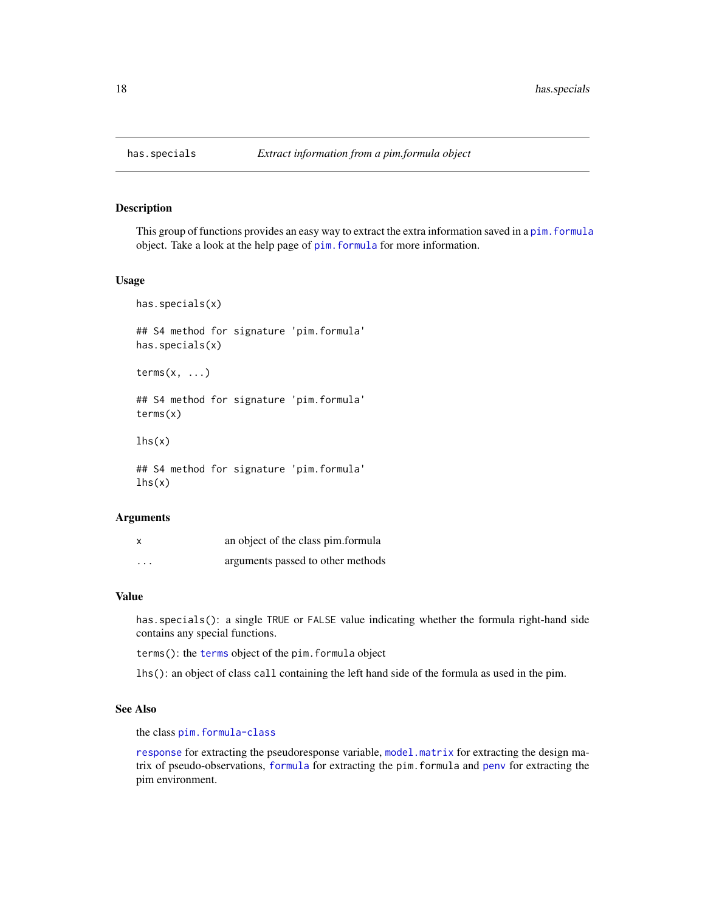## has.specials — *Extract information from a pim.formula object*

### Description

This group of functions provides an easy way to extract the extra information saved in a `pim.formula` object. Take a look at the help page of `pim.formula` for more information.

### Usage

```
has.specials(x)

## S4 method for signature 'pim.formula'
has.specials(x)

terms(x, ...)

## S4 method for signature 'pim.formula'
terms(x)

lhs(x)

## S4 method for signature 'pim.formula'
lhs(x)
```

### Arguments

| | |
|---|---|
| `x` | an object of the class pim.formula |
| `...` | arguments passed to other methods |

### Value

`has.specials()`: a single `TRUE` or `FALSE` value indicating whether the formula right-hand side contains any special functions.

`terms()`: the `terms` object of the `pim.formula` object

`lhs()`: an object of class `call` containing the left hand side of the formula as used in the pim.

### See Also

the class `pim.formula-class`

`response` for extracting the pseudoresponse variable, `model.matrix` for extracting the design matrix of pseudo-observations, `formula` for extracting the `pim.formula` and `penv` for extracting the pim environment.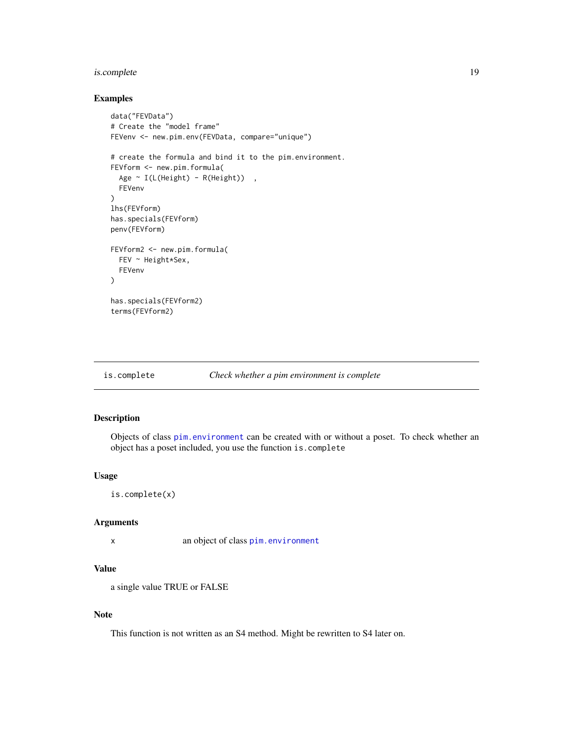### Examples

```
data("FEVData")
# Create the "model frame"
FEVenv <- new.pim.env(FEVData, compare="unique")

# create the formula and bind it to the pim.environment.
FEVform <- new.pim.formula(
  Age ~ I(L(Height) - R(Height))  ,
  FEVenv
)
lhs(FEVform)
has.specials(FEVform)
penv(FEVform)

FEVform2 <- new.pim.formula(
  FEV ~ Height*Sex,
  FEVenv
)

has.specials(FEVform2)
terms(FEVform2)
```

---

## is.complete — *Check whether a pim environment is complete*

---

### Description

Objects of class `pim.environment` can be created with or without a poset. To check whether an object has a poset included, you use the function `is.complete`

### Usage

```
is.complete(x)
```

### Arguments

| | |
|---|---|
| x | an object of class `pim.environment` |

### Value

a single value TRUE or FALSE

### Note

This function is not written as an S4 method. Might be rewritten to S4 later on.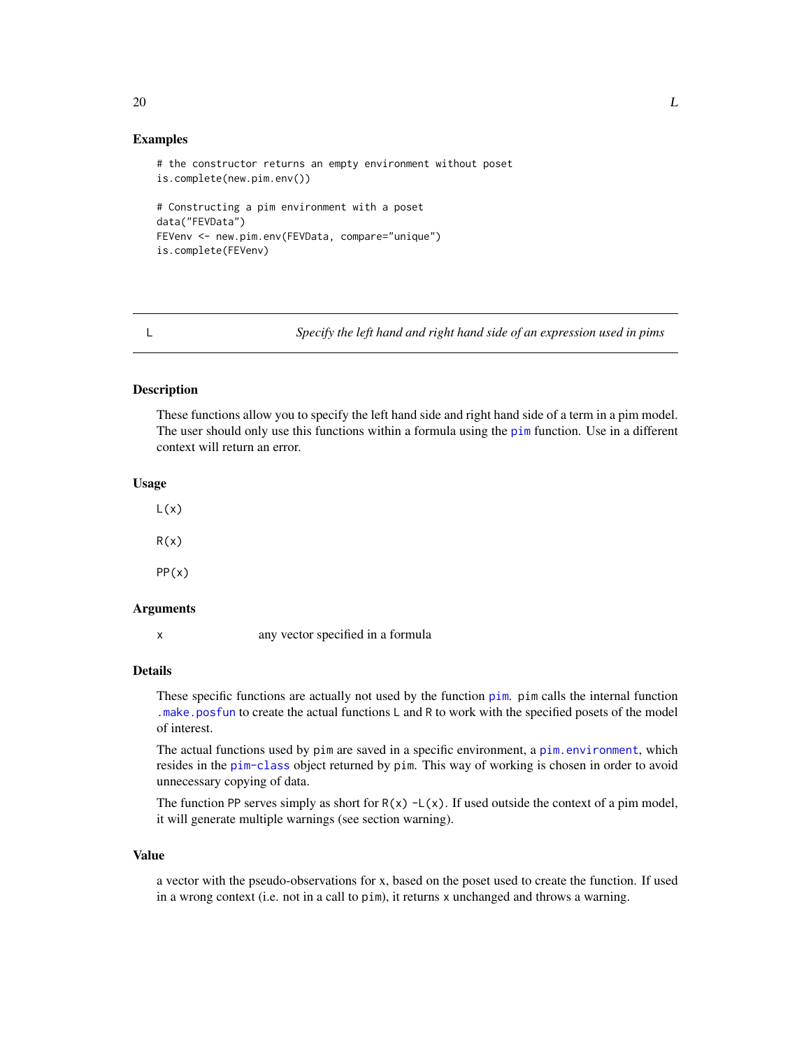### Examples

```
# the constructor returns an empty environment without poset
is.complete(new.pim.env())

# Constructing a pim environment with a poset
data("FEVData")
FEVenv <- new.pim.env(FEVData, compare="unique")
is.complete(FEVenv)
```

---

## L — *Specify the left hand and right hand side of an expression used in pims*

### Description

These functions allow you to specify the left hand side and right hand side of a term in a pim model. The user should only use this functions within a formula using the `pim` function. Use in a different context will return an error.

### Usage

```
L(x)

R(x)

PP(x)
```

### Arguments

| | |
|---|---|
| `x` | any vector specified in a formula |

### Details

These specific functions are actually not used by the function `pim`. `pim` calls the internal function `.make.posfun` to create the actual functions `L` and `R` to work with the specified posets of the model of interest.

The actual functions used by `pim` are saved in a specific environment, a `pim.environment`, which resides in the `pim-class` object returned by `pim`. This way of working is chosen in order to avoid unnecessary copying of data.

The function `PP` serves simply as short for `R(x) -L(x)`. If used outside the context of a pim model, it will generate multiple warnings (see section warning).

### Value

a vector with the pseudo-observations for `x`, based on the poset used to create the function. If used in a wrong context (i.e. not in a call to `pim`), it returns `x` unchanged and throws a warning.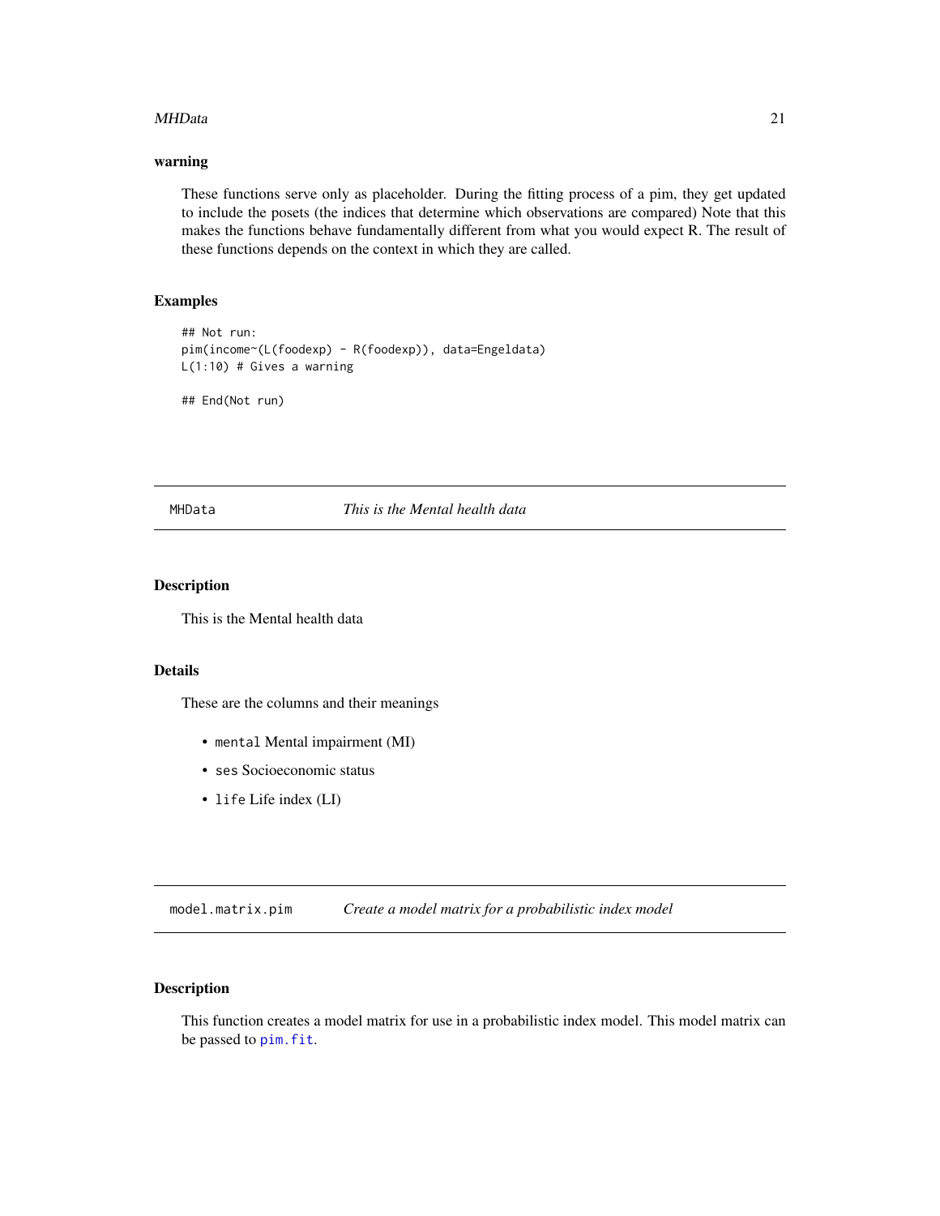### warning

These functions serve only as placeholder. During the fitting process of a pim, they get updated to include the posets (the indices that determine which observations are compared) Note that this makes the functions behave fundamentally different from what you would expect R. The result of these functions depends on the context in which they are called.

### Examples

```
## Not run:
pim(income~(L(foodexp) - R(foodexp)), data=Engeldata)
L(1:10) # Gives a warning

## End(Not run)
```

---

## MHData *This is the Mental health data*

---

### Description

This is the Mental health data

### Details

These are the columns and their meanings

- `mental` Mental impairment (MI)
- `ses` Socioeconomic status
- `life` Life index (LI)

---

## model.matrix.pim *Create a model matrix for a probabilistic index model*

---

### Description

This function creates a model matrix for use in a probabilistic index model. This model matrix can be passed to `pim.fit`.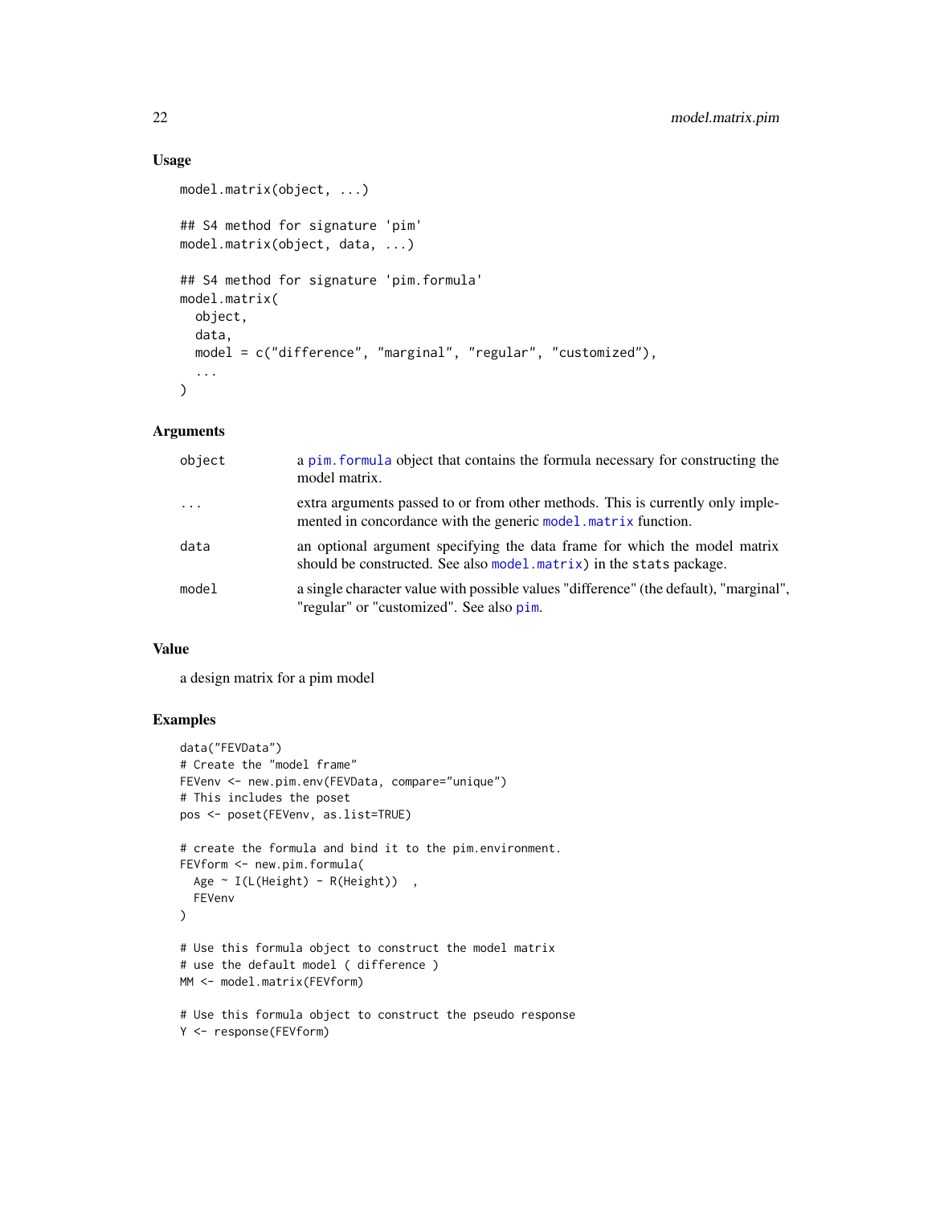### Usage

```
model.matrix(object, ...)

## S4 method for signature 'pim'
model.matrix(object, data, ...)

## S4 method for signature 'pim.formula'
model.matrix(
  object,
  data,
  model = c("difference", "marginal", "regular", "customized"),
  ...
)
```

### Arguments

| | |
|---|---|
| object | a pim.formula object that contains the formula necessary for constructing the model matrix. |
| ... | extra arguments passed to or from other methods. This is currently only implemented in concordance with the generic model.matrix function. |
| data | an optional argument specifying the data frame for which the model matrix should be constructed. See also model.matrix) in the stats package. |
| model | a single character value with possible values "difference" (the default), "marginal", "regular" or "customized". See also pim. |

### Value

a design matrix for a pim model

### Examples

```
data("FEVData")
# Create the "model frame"
FEVenv <- new.pim.env(FEVData, compare="unique")
# This includes the poset
pos <- poset(FEVenv, as.list=TRUE)

# create the formula and bind it to the pim.environment.
FEVform <- new.pim.formula(
  Age ~ I(L(Height) - R(Height))  ,
  FEVenv
)

# Use this formula object to construct the model matrix
# use the default model ( difference )
MM <- model.matrix(FEVform)

# Use this formula object to construct the pseudo response
Y <- response(FEVform)
```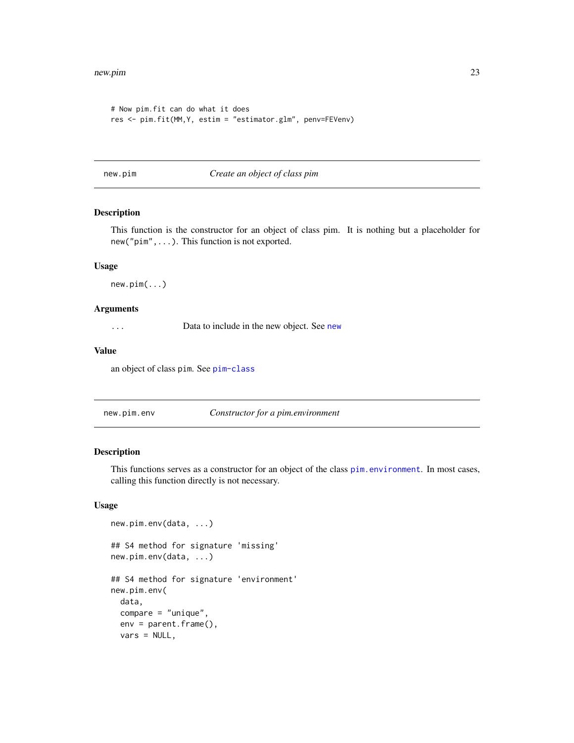```
# Now pim.fit can do what it does
res <- pim.fit(MM,Y, estim = "estimator.glm", penv=FEVenv)
```

## new.pim *Create an object of class pim*

### Description

This function is the constructor for an object of class pim. It is nothing but a placeholder for `new("pim",...)`. This function is not exported.

### Usage

```
new.pim(...)
```

### Arguments

| | |
|---|---|
| `...` | Data to include in the new object. See `new` |

### Value

an object of class `pim`. See `pim-class`

## new.pim.env *Constructor for a pim.environment*

### Description

This functions serves as a constructor for an object of the class `pim.environment`. In most cases, calling this function directly is not necessary.

### Usage

```
new.pim.env(data, ...)

## S4 method for signature 'missing'
new.pim.env(data, ...)

## S4 method for signature 'environment'
new.pim.env(
  data,
  compare = "unique",
  env = parent.frame(),
  vars = NULL,
```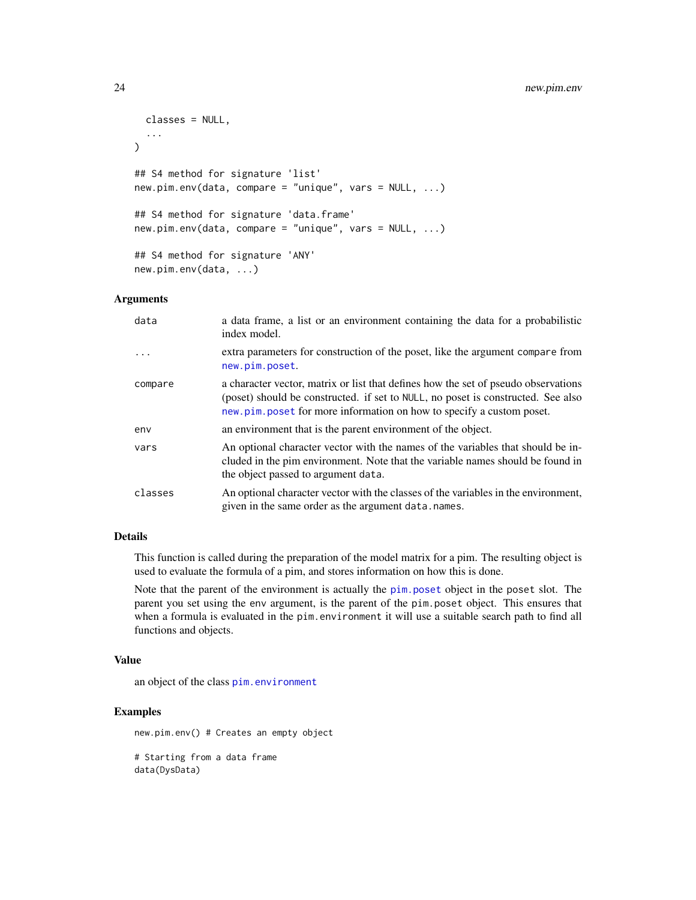```
  classes = NULL,
  ...
)

## S4 method for signature 'list'
new.pim.env(data, compare = "unique", vars = NULL, ...)

## S4 method for signature 'data.frame'
new.pim.env(data, compare = "unique", vars = NULL, ...)

## S4 method for signature 'ANY'
new.pim.env(data, ...)
```

### Arguments

| | |
|---|---|
| `data` | a data frame, a list or an environment containing the data for a probabilistic index model. |
| `...` | extra parameters for construction of the poset, like the argument `compare` from `new.pim.poset`. |
| `compare` | a character vector, matrix or list that defines how the set of pseudo observations (poset) should be constructed. if set to `NULL`, no poset is constructed. See also `new.pim.poset` for more information on how to specify a custom poset. |
| `env` | an environment that is the parent environment of the object. |
| `vars` | An optional character vector with the names of the variables that should be included in the pim environment. Note that the variable names should be found in the object passed to argument `data`. |
| `classes` | An optional character vector with the classes of the variables in the environment, given in the same order as the argument `data.names`. |

### Details

This function is called during the preparation of the model matrix for a pim. The resulting object is used to evaluate the formula of a pim, and stores information on how this is done.

Note that the parent of the environment is actually the `pim.poset` object in the `poset` slot. The parent you set using the `env` argument, is the parent of the `pim.poset` object. This ensures that when a formula is evaluated in the `pim.environment` it will use a suitable search path to find all functions and objects.

### Value

an object of the class `pim.environment`

### Examples

```
new.pim.env() # Creates an empty object

# Starting from a data frame
data(DysData)
```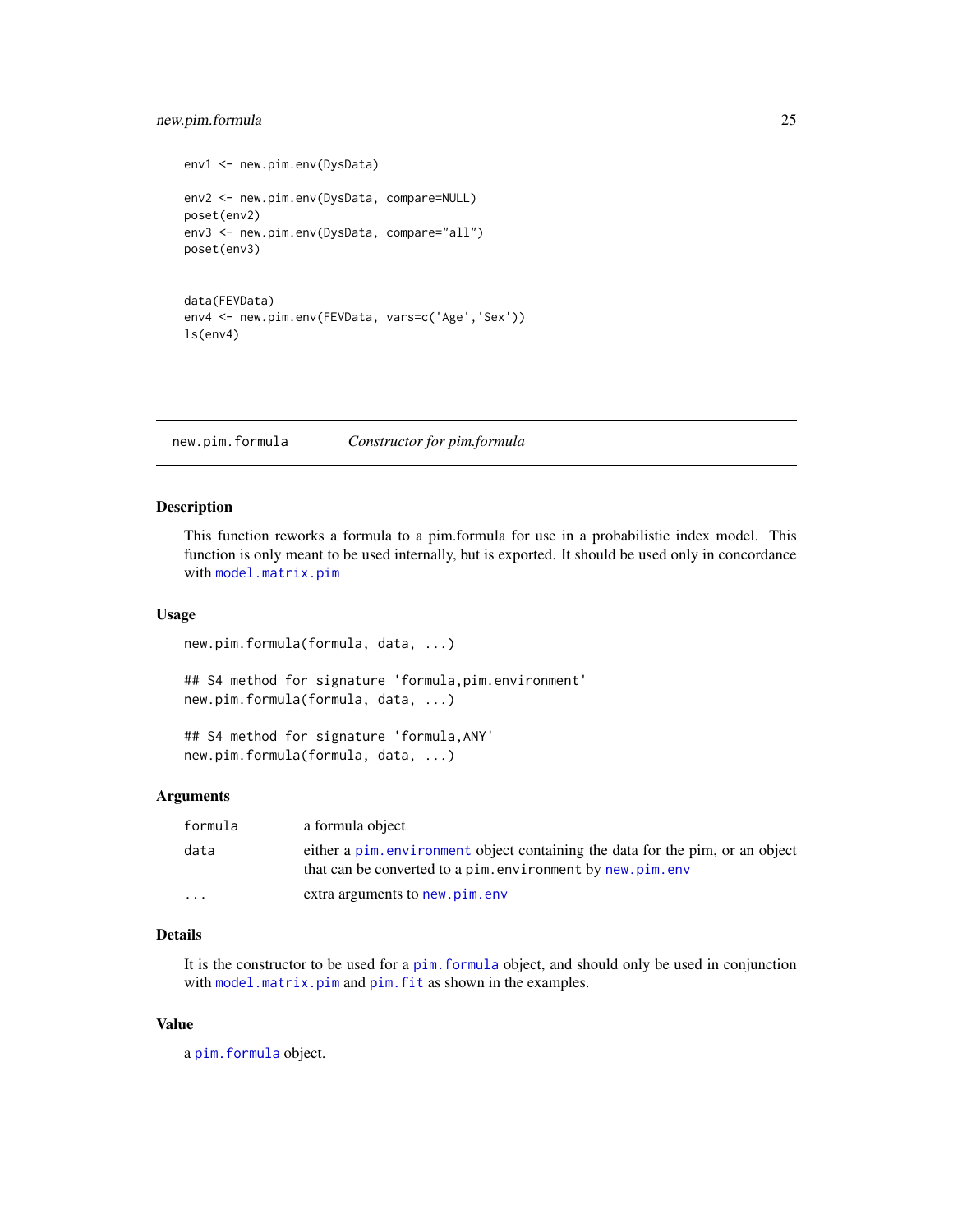```
env1 <- new.pim.env(DysData)

env2 <- new.pim.env(DysData, compare=NULL)
poset(env2)
env3 <- new.pim.env(DysData, compare="all")
poset(env3)


data(FEVData)
env4 <- new.pim.env(FEVData, vars=c('Age','Sex'))
ls(env4)
```

---

## new.pim.formula &nbsp;&nbsp;&nbsp; *Constructor for pim.formula*

---

### Description

This function reworks a formula to a pim.formula for use in a probabilistic index model. This function is only meant to be used internally, but is exported. It should be used only in concordance with `model.matrix.pim`

### Usage

```
new.pim.formula(formula, data, ...)

## S4 method for signature 'formula,pim.environment'
new.pim.formula(formula, data, ...)

## S4 method for signature 'formula,ANY'
new.pim.formula(formula, data, ...)
```

### Arguments

| | |
|---|---|
| `formula` | a formula object |
| `data` | either a `pim.environment` object containing the data for the pim, or an object that can be converted to a `pim.environment` by `new.pim.env` |
| `...` | extra arguments to `new.pim.env` |

### Details

It is the constructor to be used for a `pim.formula` object, and should only be used in conjunction with `model.matrix.pim` and `pim.fit` as shown in the examples.

### Value

a `pim.formula` object.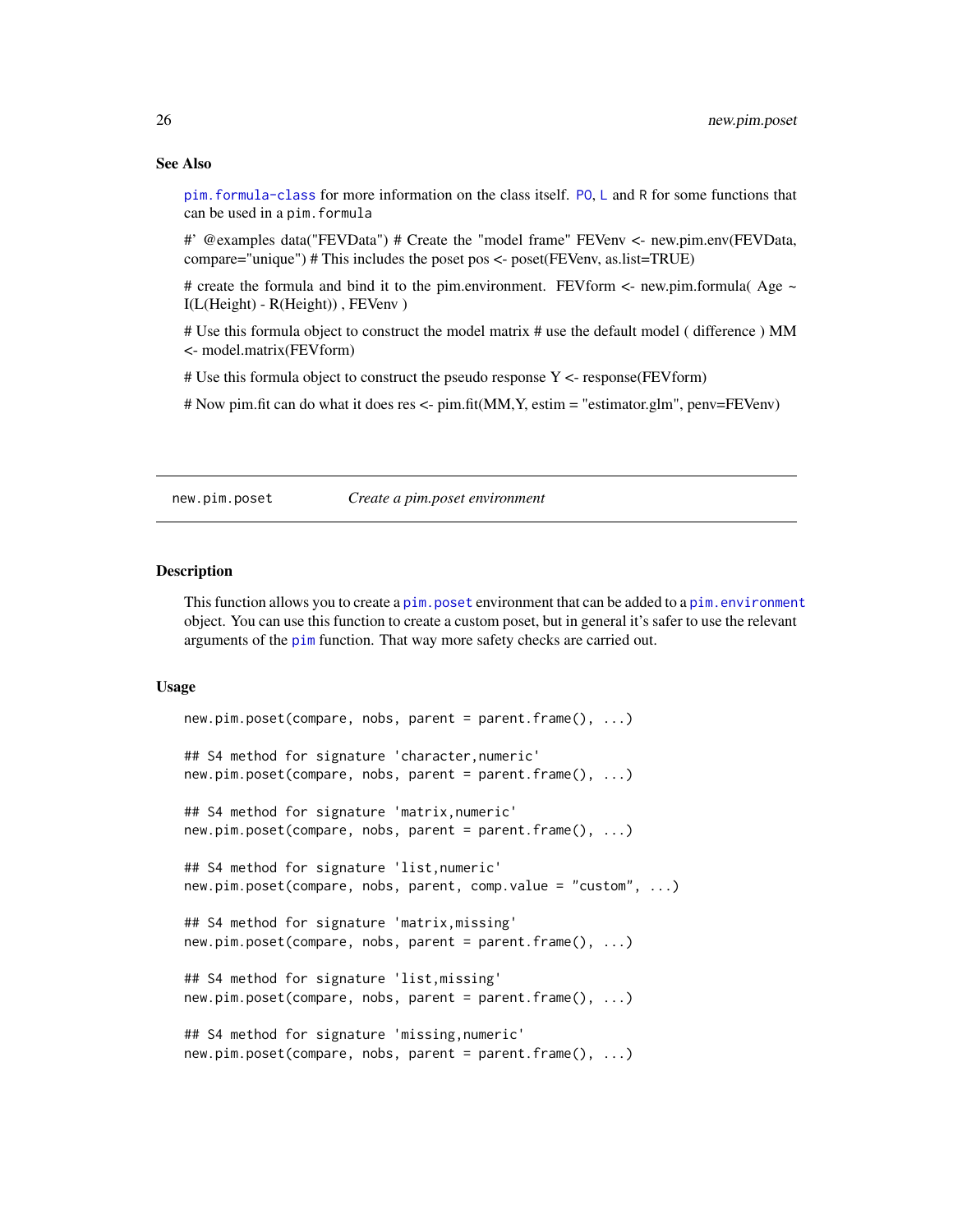### See Also

pim.formula-class for more information on the class itself. PO, L and R for some functions that can be used in a pim.formula

#' @examples data("FEVData") # Create the "model frame" FEVenv <- new.pim.env(FEVData, compare="unique") # This includes the poset pos <- poset(FEVenv, as.list=TRUE)

# create the formula and bind it to the pim.environment. FEVform <- new.pim.formula( Age ~ I(L(Height) - R(Height)) , FEVenv )

# Use this formula object to construct the model matrix # use the default model ( difference ) MM <- model.matrix(FEVform)

# Use this formula object to construct the pseudo response Y <- response(FEVform)

# Now pim.fit can do what it does res <- pim.fit(MM,Y, estim = "estimator.glm", penv=FEVenv)

---

## new.pim.poset — *Create a pim.poset environment*

### Description

This function allows you to create a pim.poset environment that can be added to a pim.environment object. You can use this function to create a custom poset, but in general it's safer to use the relevant arguments of the pim function. That way more safety checks are carried out.

### Usage

```
new.pim.poset(compare, nobs, parent = parent.frame(), ...)

## S4 method for signature 'character,numeric'
new.pim.poset(compare, nobs, parent = parent.frame(), ...)

## S4 method for signature 'matrix,numeric'
new.pim.poset(compare, nobs, parent = parent.frame(), ...)

## S4 method for signature 'list,numeric'
new.pim.poset(compare, nobs, parent, comp.value = "custom", ...)

## S4 method for signature 'matrix,missing'
new.pim.poset(compare, nobs, parent = parent.frame(), ...)

## S4 method for signature 'list,missing'
new.pim.poset(compare, nobs, parent = parent.frame(), ...)

## S4 method for signature 'missing,numeric'
new.pim.poset(compare, nobs, parent = parent.frame(), ...)
```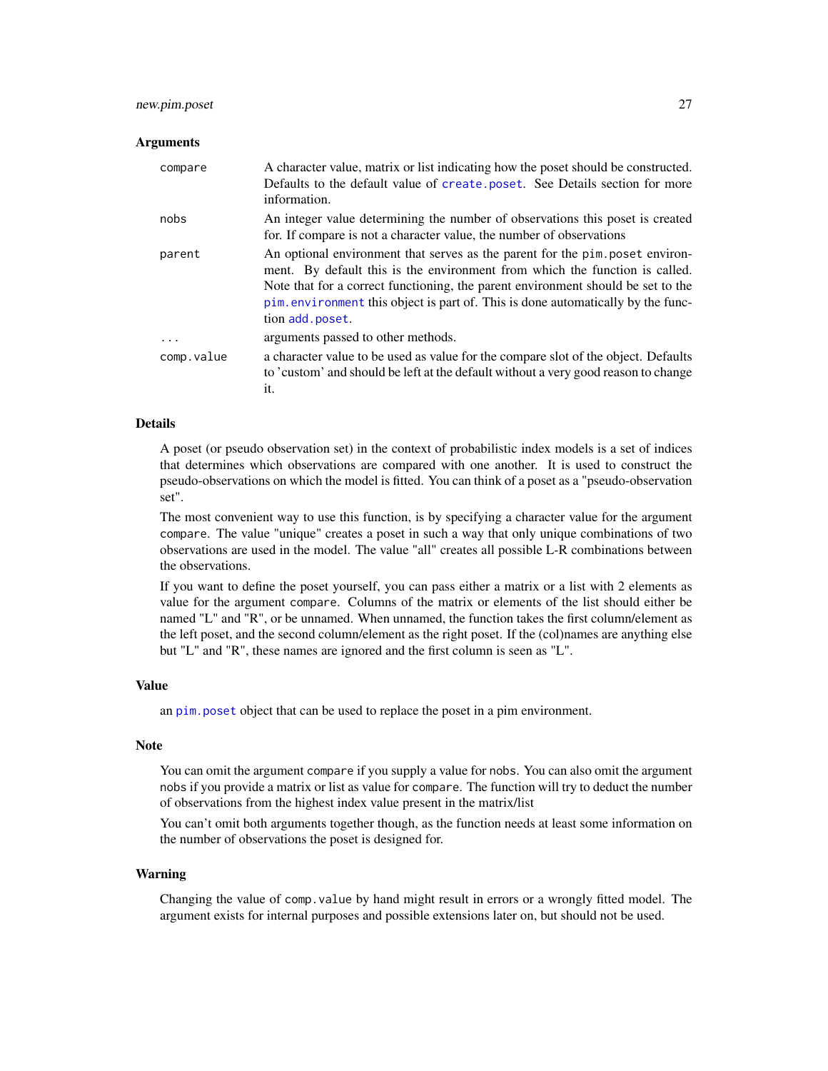### Arguments

| | |
|---|---|
| `compare` | A character value, matrix or list indicating how the poset should be constructed. Defaults to the default value of `create.poset`. See Details section for more information. |
| `nobs` | An integer value determining the number of observations this poset is created for. If compare is not a character value, the number of observations |
| `parent` | An optional environment that serves as the parent for the `pim.poset` environment. By default this is the environment from which the function is called. Note that for a correct functioning, the parent environment should be set to the `pim.environment` this object is part of. This is done automatically by the function `add.poset`. |
| `...` | arguments passed to other methods. |
| `comp.value` | a character value to be used as value for the compare slot of the object. Defaults to 'custom' and should be left at the default without a very good reason to change it. |

### Details

A poset (or pseudo observation set) in the context of probabilistic index models is a set of indices that determines which observations are compared with one another. It is used to construct the pseudo-observations on which the model is fitted. You can think of a poset as a "pseudo-observation set".

The most convenient way to use this function, is by specifying a character value for the argument `compare`. The value "unique" creates a poset in such a way that only unique combinations of two observations are used in the model. The value "all" creates all possible L-R combinations between the observations.

If you want to define the poset yourself, you can pass either a matrix or a list with 2 elements as value for the argument `compare`. Columns of the matrix or elements of the list should either be named "L" and "R", or be unnamed. When unnamed, the function takes the first column/element as the left poset, and the second column/element as the right poset. If the (col)names are anything else but "L" and "R", these names are ignored and the first column is seen as "L".

### Value

an `pim.poset` object that can be used to replace the poset in a pim environment.

### Note

You can omit the argument `compare` if you supply a value for `nobs`. You can also omit the argument `nobs` if you provide a matrix or list as value for `compare`. The function will try to deduct the number of observations from the highest index value present in the matrix/list

You can't omit both arguments together though, as the function needs at least some information on the number of observations the poset is designed for.

### Warning

Changing the value of `comp.value` by hand might result in errors or a wrongly fitted model. The argument exists for internal purposes and possible extensions later on, but should not be used.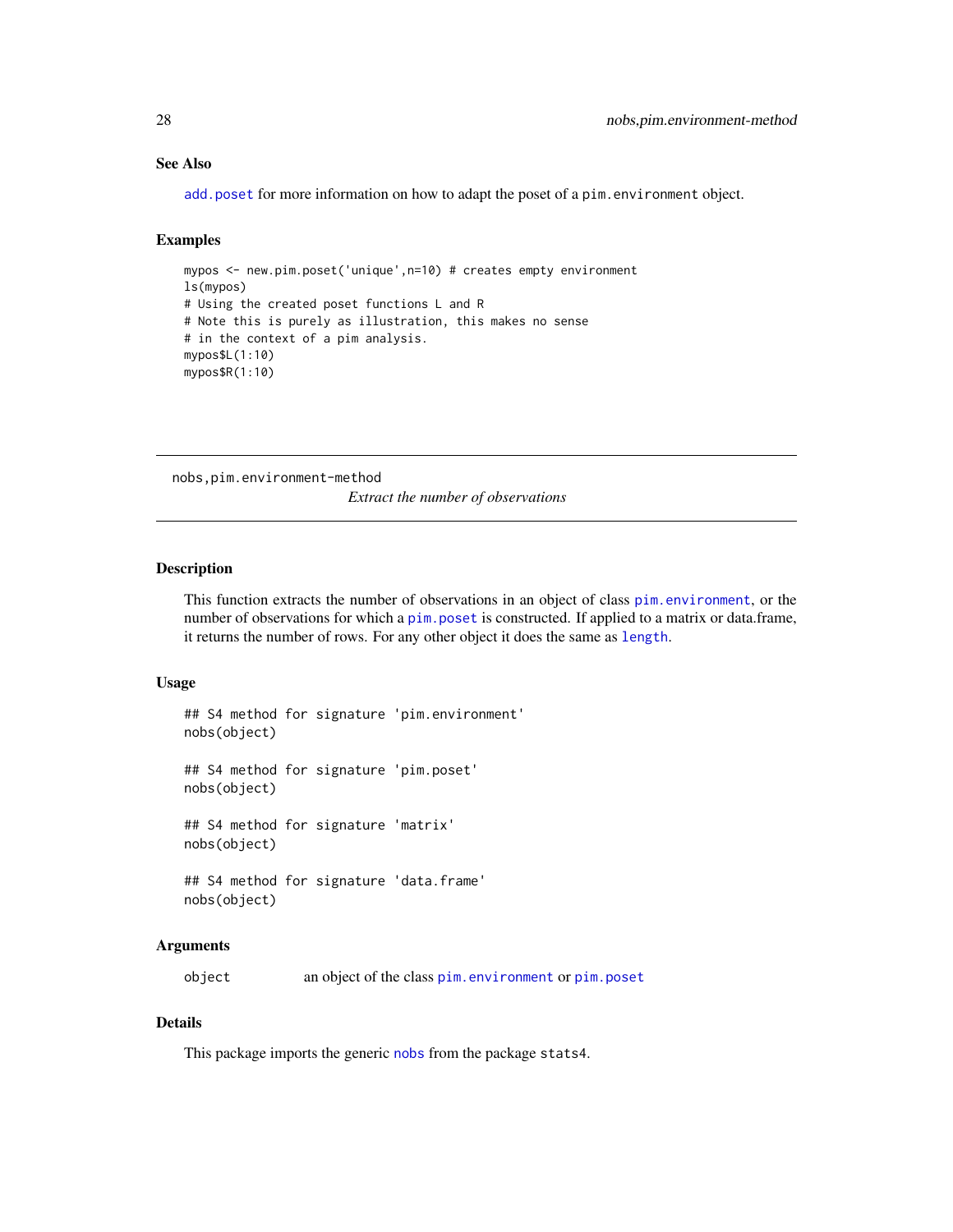### See Also

`add.poset` for more information on how to adapt the poset of a `pim.environment` object.

### Examples

```
mypos <- new.pim.poset('unique',n=10) # creates empty environment
ls(mypos)
# Using the created poset functions L and R
# Note this is purely as illustration, this makes no sense
# in the context of a pim analysis.
mypos$L(1:10)
mypos$R(1:10)
```

---

## nobs,pim.environment-method

*Extract the number of observations*

---

### Description

This function extracts the number of observations in an object of class `pim.environment`, or the number of observations for which a `pim.poset` is constructed. If applied to a matrix or data.frame, it returns the number of rows. For any other object it does the same as `length`.

### Usage

```
## S4 method for signature 'pim.environment'
nobs(object)

## S4 method for signature 'pim.poset'
nobs(object)

## S4 method for signature 'matrix'
nobs(object)

## S4 method for signature 'data.frame'
nobs(object)
```

### Arguments

| | |
|---|---|
| `object` | an object of the class `pim.environment` or `pim.poset` |

### Details

This package imports the generic `nobs` from the package `stats4`.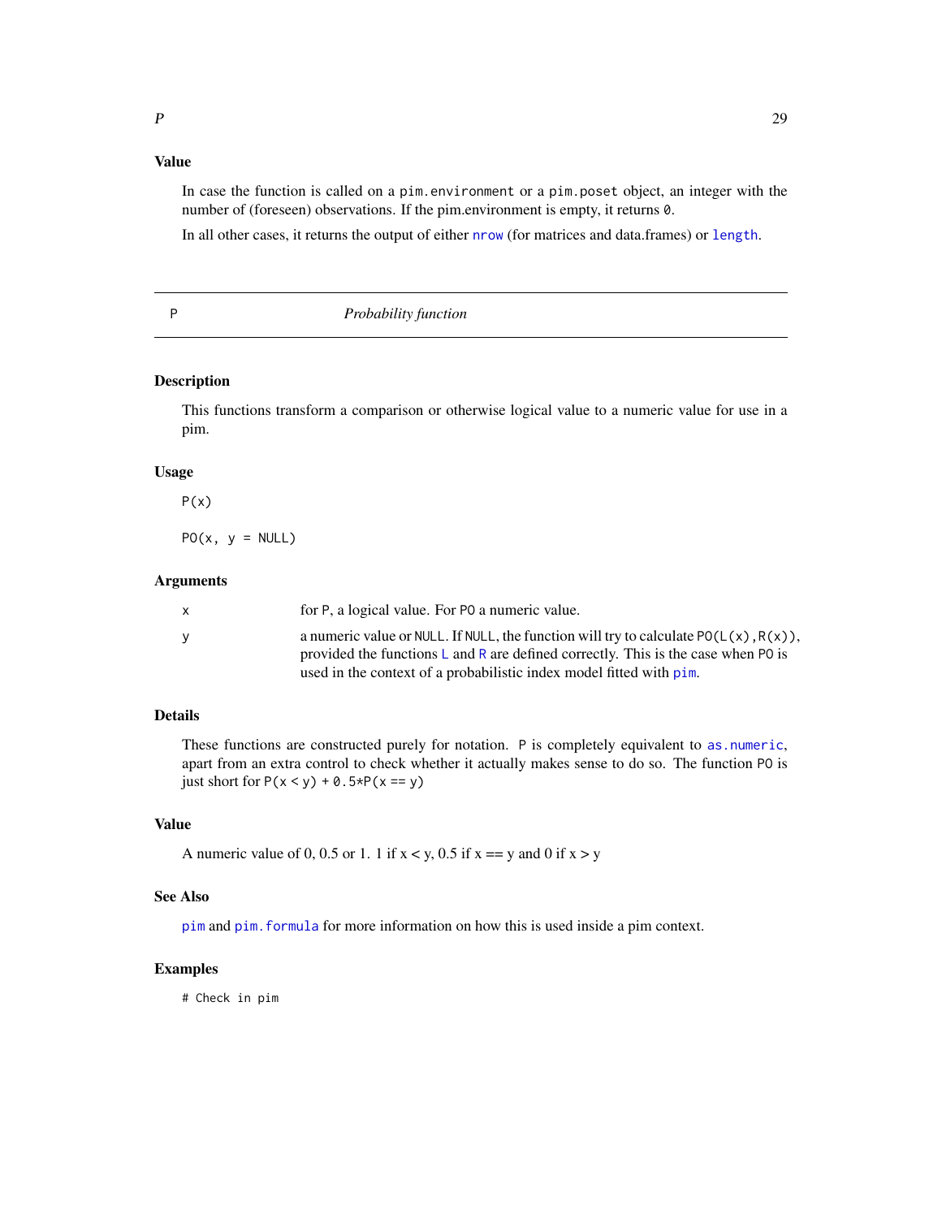### Value

In case the function is called on a `pim.environment` or a `pim.poset` object, an integer with the number of (foreseen) observations. If the pim.environment is empty, it returns `0`.

In all other cases, it returns the output of either `nrow` (for matrices and data.frames) or `length`.

---

## P — *Probability function*

---

### Description

This functions transform a comparison or otherwise logical value to a numeric value for use in a pim.

### Usage

```
P(x)

PO(x, y = NULL)
```

### Arguments

| | |
|---|---|
| x | for `P`, a logical value. For `PO` a numeric value. |
| y | a numeric value or `NULL`. If `NULL`, the function will try to calculate `PO(L(x),R(x))`, provided the functions `L` and `R` are defined correctly. This is the case when `PO` is used in the context of a probabilistic index model fitted with `pim`. |

### Details

These functions are constructed purely for notation. `P` is completely equivalent to `as.numeric`, apart from an extra control to check whether it actually makes sense to do so. The function `PO` is just short for `P(x < y) + 0.5*P(x == y)`

### Value

A numeric value of 0, 0.5 or 1. 1 if x < y, 0.5 if x == y and 0 if x > y

### See Also

`pim` and `pim.formula` for more information on how this is used inside a pim context.

### Examples

```
# Check in pim
```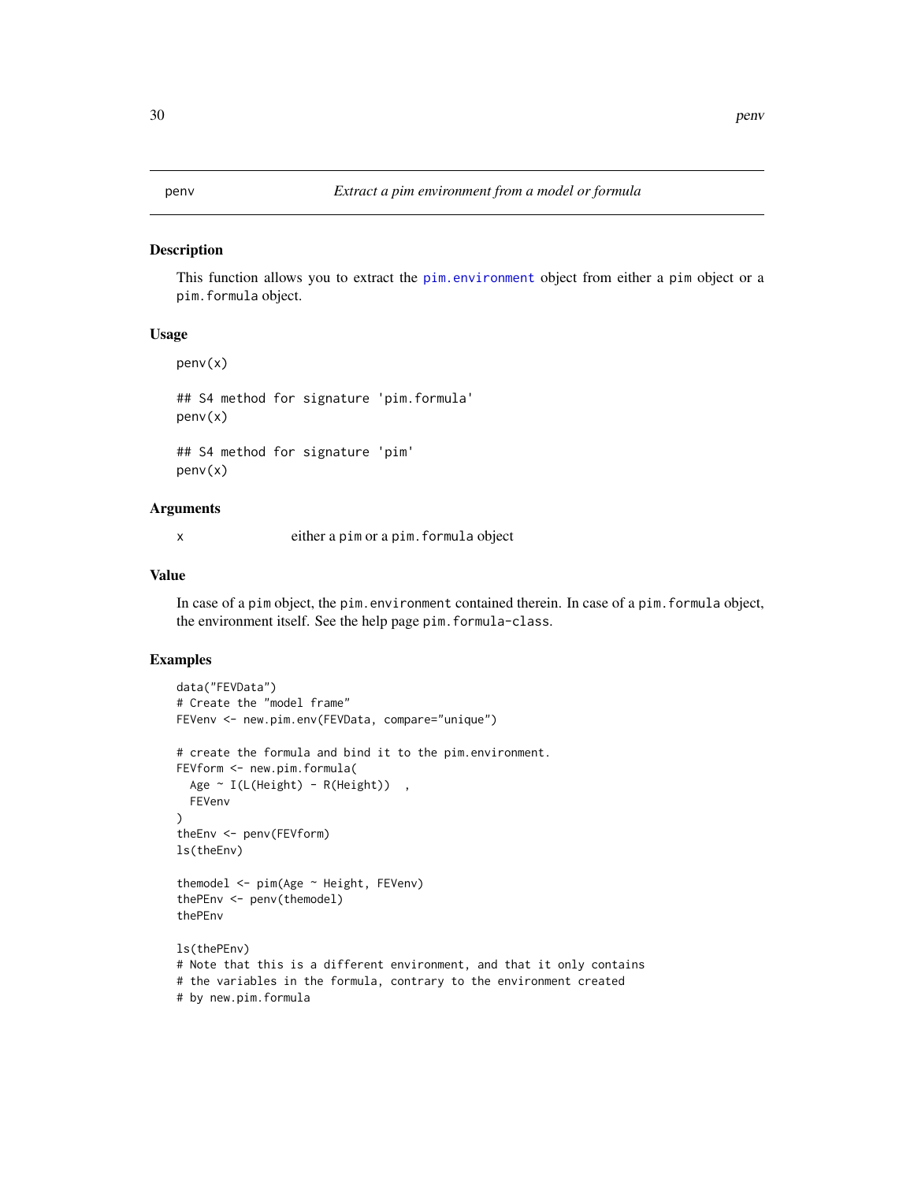# penv — *Extract a pim environment from a model or formula*

## Description

This function allows you to extract the pim.environment object from either a pim object or a pim.formula object.

## Usage

```
penv(x)

## S4 method for signature 'pim.formula'
penv(x)

## S4 method for signature 'pim'
penv(x)
```

## Arguments

| | |
|---|---|
| x | either a pim or a pim.formula object |

## Value

In case of a pim object, the pim.environment contained therein. In case of a pim.formula object, the environment itself. See the help page pim.formula-class.

## Examples

```
data("FEVData")
# Create the "model frame"
FEVenv <- new.pim.env(FEVData, compare="unique")

# create the formula and bind it to the pim.environment.
FEVform <- new.pim.formula(
  Age ~ I(L(Height) - R(Height))  ,
  FEVenv
)
theEnv <- penv(FEVform)
ls(theEnv)

themodel <- pim(Age ~ Height, FEVenv)
thePEnv <- penv(themodel)
thePEnv

ls(thePEnv)
# Note that this is a different environment, and that it only contains
# the variables in the formula, contrary to the environment created
# by new.pim.formula
```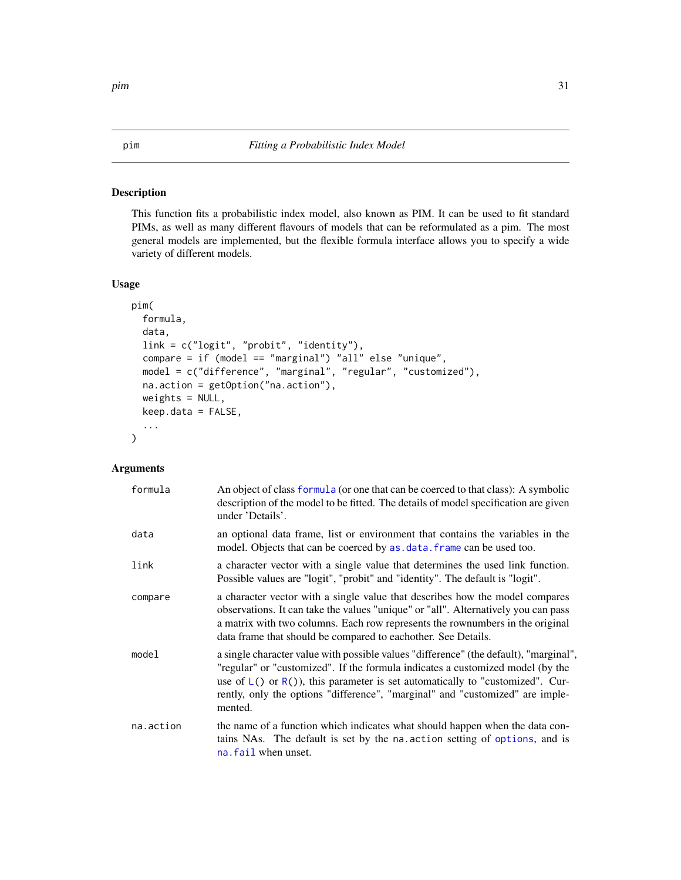pim — *Fitting a Probabilistic Index Model*

## Description

This function fits a probabilistic index model, also known as PIM. It can be used to fit standard PIMs, as well as many different flavours of models that can be reformulated as a pim. The most general models are implemented, but the flexible formula interface allows you to specify a wide variety of different models.

## Usage

```
pim(
  formula,
  data,
  link = c("logit", "probit", "identity"),
  compare = if (model == "marginal") "all" else "unique",
  model = c("difference", "marginal", "regular", "customized"),
  na.action = getOption("na.action"),
  weights = NULL,
  keep.data = FALSE,
  ...
)
```

## Arguments

| Argument | Description |
|---|---|
| `formula` | An object of class `formula` (or one that can be coerced to that class): A symbolic description of the model to be fitted. The details of model specification are given under 'Details'. |
| `data` | an optional data frame, list or environment that contains the variables in the model. Objects that can be coerced by `as.data.frame` can be used too. |
| `link` | a character vector with a single value that determines the used link function. Possible values are "logit", "probit" and "identity". The default is "logit". |
| `compare` | a character vector with a single value that describes how the model compares observations. It can take the values "unique" or "all". Alternatively you can pass a matrix with two columns. Each row represents the rownumbers in the original data frame that should be compared to eachother. See Details. |
| `model` | a single character value with possible values "difference" (the default), "marginal", "regular" or "customized". If the formula indicates a customized model (by the use of `L()` or `R()`), this parameter is set automatically to "customized". Currently, only the options "difference", "marginal" and "customized" are implemented. |
| `na.action` | the name of a function which indicates what should happen when the data contains NAs. The default is set by the `na.action` setting of `options`, and is `na.fail` when unset. |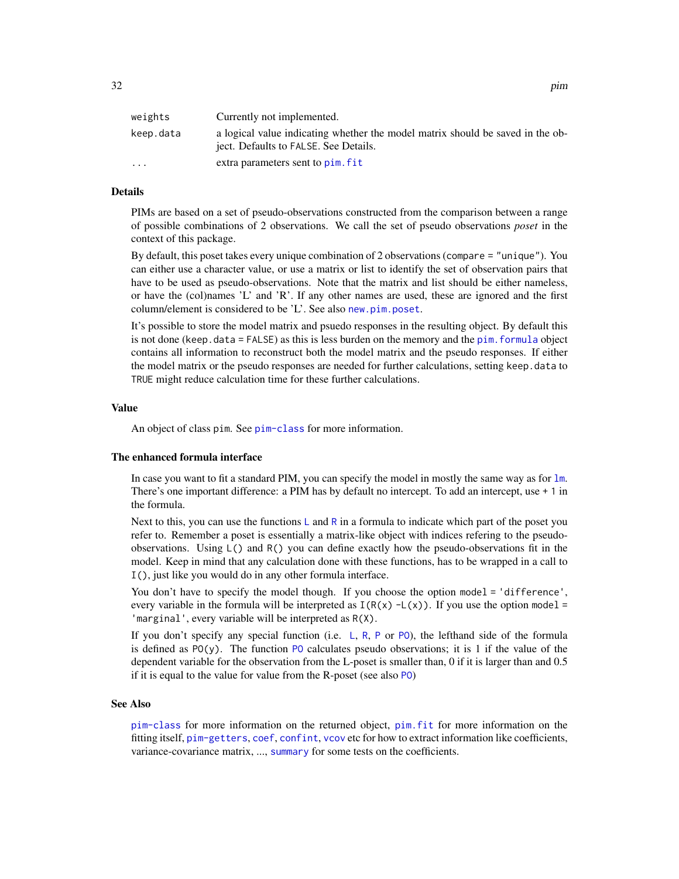| | |
|---|---|
| weights | Currently not implemented. |
| keep.data | a logical value indicating whether the model matrix should be saved in the object. Defaults to FALSE. See Details. |
| ... | extra parameters sent to pim.fit |

### Details

PIMs are based on a set of pseudo-observations constructed from the comparison between a range of possible combinations of 2 observations. We call the set of pseudo observations *poset* in the context of this package.

By default, this poset takes every unique combination of 2 observations (`compare = "unique"`). You can either use a character value, or use a matrix or list to identify the set of observation pairs that have to be used as pseudo-observations. Note that the matrix and list should be either nameless, or have the (col)names 'L' and 'R'. If any other names are used, these are ignored and the first column/element is considered to be 'L'. See also new.pim.poset.

It's possible to store the model matrix and psuedo responses in the resulting object. By default this is not done (`keep.data = FALSE`) as this is less burden on the memory and the pim.formula object contains all information to reconstruct both the model matrix and the pseudo responses. If either the model matrix or the pseudo responses are needed for further calculations, setting `keep.data` to `TRUE` might reduce calculation time for these further calculations.

### Value

An object of class `pim`. See pim-class for more information.

### The enhanced formula interface

In case you want to fit a standard PIM, you can specify the model in mostly the same way as for lm. There's one important difference: a PIM has by default no intercept. To add an intercept, use `+ 1` in the formula.

Next to this, you can use the functions L and R in a formula to indicate which part of the poset you refer to. Remember a poset is essentially a matrix-like object with indices refering to the pseudo-observations. Using `L()` and `R()` you can define exactly how the pseudo-observations fit in the model. Keep in mind that any calculation done with these functions, has to be wrapped in a call to `I()`, just like you would do in any other formula interface.

You don't have to specify the model though. If you choose the option `model = 'difference'`, every variable in the formula will be interpreted as `I(R(x) -L(x))`. If you use the option `model = 'marginal'`, every variable will be interpreted as `R(X)`.

If you don't specify any special function (i.e. L, R, P or PO), the lefthand side of the formula is defined as `PO(y)`. The function PO calculates pseudo observations; it is 1 if the value of the dependent variable for the observation from the L-poset is smaller than, 0 if it is larger than and 0.5 if it is equal to the value for value from the R-poset (see also PO)

### See Also

pim-class for more information on the returned object, pim.fit for more information on the fitting itself, pim-getters, coef, confint, vcov etc for how to extract information like coefficients, variance-covariance matrix, ..., summary for some tests on the coefficients.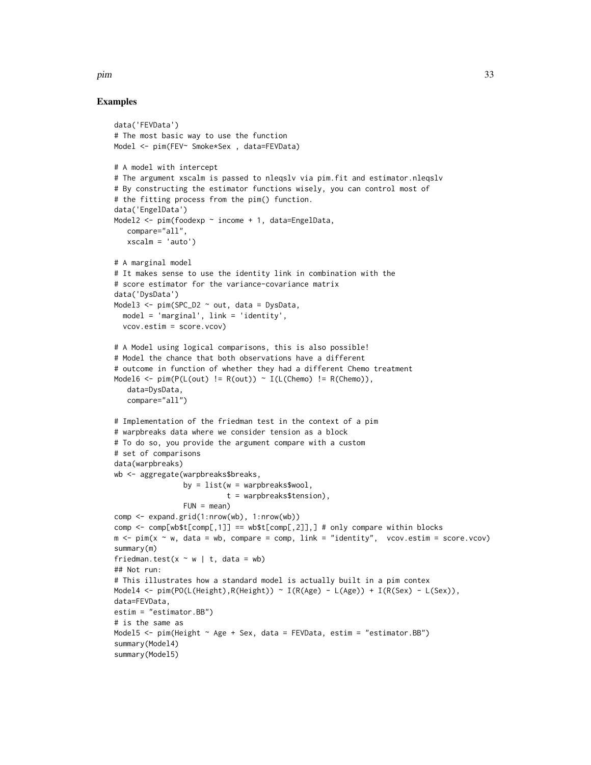### Examples

```
data('FEVData')
# The most basic way to use the function
Model <- pim(FEV~ Smoke*Sex , data=FEVData)

# A model with intercept
# The argument xscalm is passed to nleqslv via pim.fit and estimator.nleqslv
# By constructing the estimator functions wisely, you can control most of
# the fitting process from the pim() function.
data('EngelData')
Model2 <- pim(foodexp ~ income + 1, data=EngelData,
   compare="all",
   xscalm = 'auto')

# A marginal model
# It makes sense to use the identity link in combination with the
# score estimator for the variance-covariance matrix
data('DysData')
Model3 <- pim(SPC_D2 ~ out, data = DysData,
  model = 'marginal', link = 'identity',
  vcov.estim = score.vcov)

# A Model using logical comparisons, this is also possible!
# Model the chance that both observations have a different
# outcome in function of whether they had a different Chemo treatment
Model6 <- pim(P(L(out) != R(out)) ~ I(L(Chemo) != R(Chemo)),
   data=DysData,
   compare="all")

# Implementation of the friedman test in the context of a pim
# warpbreaks data where we consider tension as a block
# To do so, you provide the argument compare with a custom
# set of comparisons
data(warpbreaks)
wb <- aggregate(warpbreaks$breaks,
                by = list(w = warpbreaks$wool,
                          t = warpbreaks$tension),
                FUN = mean)
comp <- expand.grid(1:nrow(wb), 1:nrow(wb))
comp <- comp[wb$t[comp[,1]] == wb$t[comp[,2]],] # only compare within blocks
m <- pim(x ~ w, data = wb, compare = comp, link = "identity",  vcov.estim = score.vcov)
summary(m)
friedman.test(x ~ w | t, data = wb)
## Not run:
# This illustrates how a standard model is actually built in a pim contex
Model4 <- pim(PO(L(Height),R(Height)) ~ I(R(Age) - L(Age)) + I(R(Sex) - L(Sex)),
data=FEVData,
estim = "estimator.BB")
# is the same as
Model5 <- pim(Height ~ Age + Sex, data = FEVData, estim = "estimator.BB")
summary(Model4)
summary(Model5)
```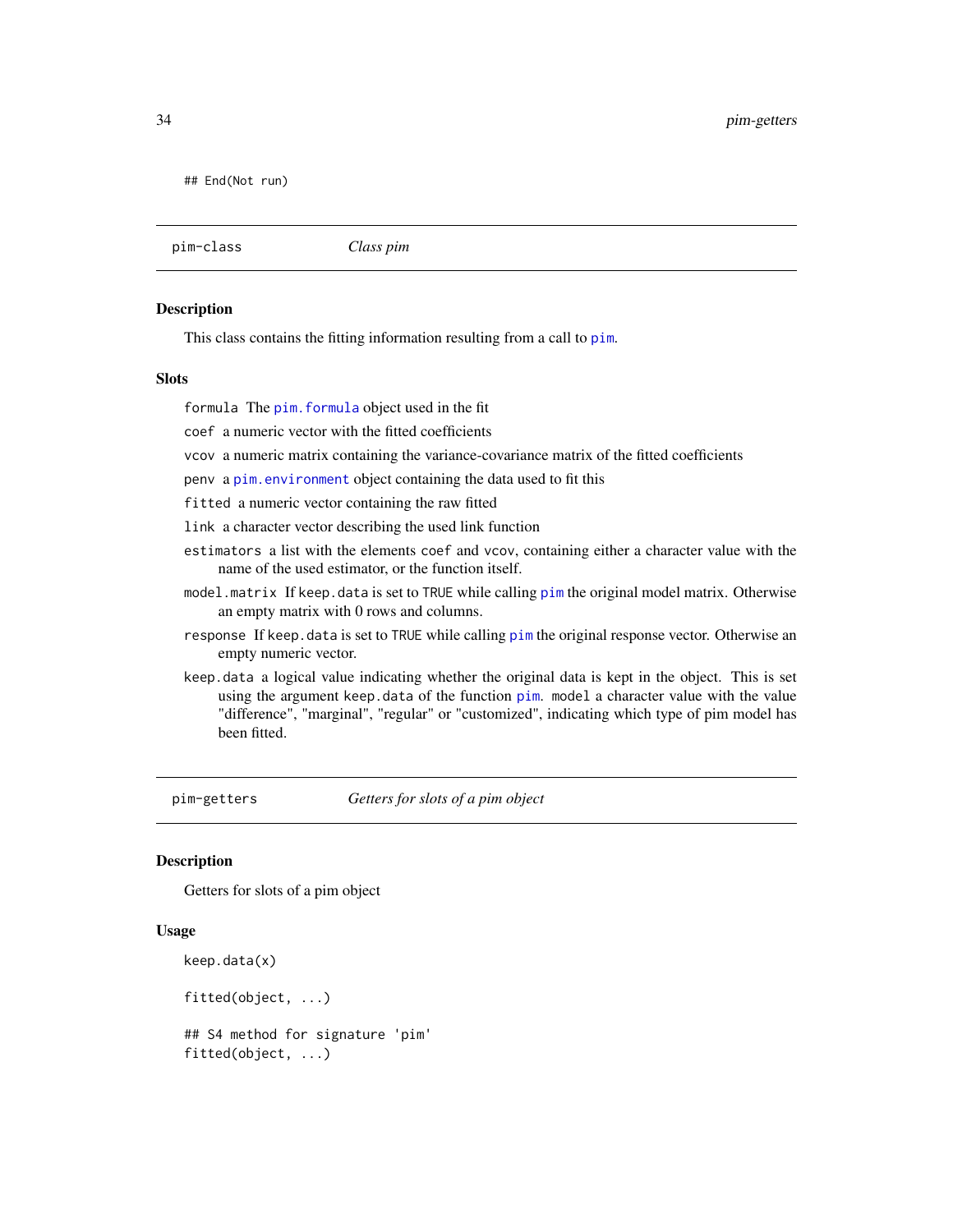```
## End(Not run)
```

## pim-class — *Class pim*

### Description

This class contains the fitting information resulting from a call to `pim`.

### Slots

- `formula` The `pim.formula` object used in the fit
- `coef` a numeric vector with the fitted coefficients
- `vcov` a numeric matrix containing the variance-covariance matrix of the fitted coefficients
- `penv` a `pim.environment` object containing the data used to fit this
- `fitted` a numeric vector containing the raw fitted
- `link` a character vector describing the used link function
- `estimators` a list with the elements `coef` and `vcov`, containing either a character value with the name of the used estimator, or the function itself.
- `model.matrix` If `keep.data` is set to `TRUE` while calling `pim` the original model matrix. Otherwise an empty matrix with 0 rows and columns.
- `response` If `keep.data` is set to `TRUE` while calling `pim` the original response vector. Otherwise an empty numeric vector.
- `keep.data` a logical value indicating whether the original data is kept in the object. This is set using the argument `keep.data` of the function `pim`. `model` a character value with the value "difference", "marginal", "regular" or "customized", indicating which type of pim model has been fitted.

## pim-getters — *Getters for slots of a pim object*

### Description

Getters for slots of a pim object

### Usage

```
keep.data(x)

fitted(object, ...)

## S4 method for signature 'pim'
fitted(object, ...)
```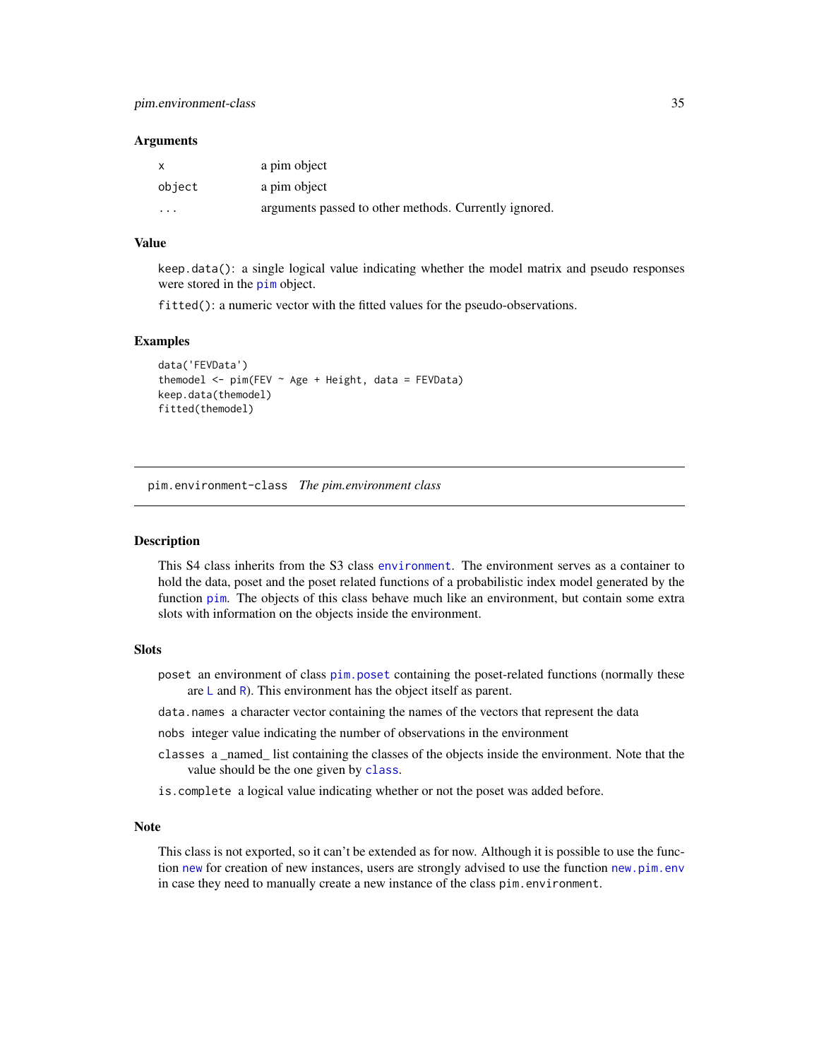### Arguments

| | |
|---|---|
| `x` | a pim object |
| `object` | a pim object |
| `...` | arguments passed to other methods. Currently ignored. |

### Value

`keep.data()`: a single logical value indicating whether the model matrix and pseudo responses were stored in the `pim` object.

`fitted()`: a numeric vector with the fitted values for the pseudo-observations.

### Examples

```
data('FEVData')
themodel <- pim(FEV ~ Age + Height, data = FEVData)
keep.data(themodel)
fitted(themodel)
```

---

## pim.environment-class *The pim.environment class*

---

### Description

This S4 class inherits from the S3 class `environment`. The environment serves as a container to hold the data, poset and the poset related functions of a probabilistic index model generated by the function `pim`. The objects of this class behave much like an environment, but contain some extra slots with information on the objects inside the environment.

### Slots

- `poset` an environment of class `pim.poset` containing the poset-related functions (normally these are `L` and `R`). This environment has the object itself as parent.
- `data.names` a character vector containing the names of the vectors that represent the data
- `nobs` integer value indicating the number of observations in the environment
- `classes` a _named_ list containing the classes of the objects inside the environment. Note that the value should be the one given by `class`.
- `is.complete` a logical value indicating whether or not the poset was added before.

### Note

This class is not exported, so it can't be extended as for now. Although it is possible to use the function `new` for creation of new instances, users are strongly advised to use the function `new.pim.env` in case they need to manually create a new instance of the class `pim.environment`.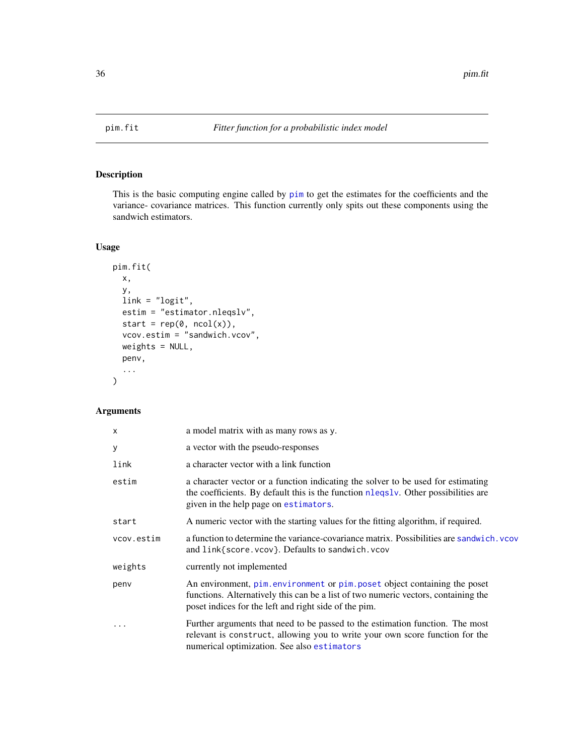# pim.fit — *Fitter function for a probabilistic index model*

## Description

This is the basic computing engine called by pim to get the estimates for the coefficients and the variance- covariance matrices. This function currently only spits out these components using the sandwich estimators.

## Usage

```
pim.fit(
  x,
  y,
  link = "logit",
  estim = "estimator.nleqslv",
  start = rep(0, ncol(x)),
  vcov.estim = "sandwich.vcov",
  weights = NULL,
  penv,
  ...
)
```

## Arguments

| | |
|---|---|
| `x` | a model matrix with as many rows as y. |
| `y` | a vector with the pseudo-responses |
| `link` | a character vector with a link function |
| `estim` | a character vector or a function indicating the solver to be used for estimating the coefficients. By default this is the function nleqslv. Other possibilities are given in the help page on estimators. |
| `start` | A numeric vector with the starting values for the fitting algorithm, if required. |
| `vcov.estim` | a function to determine the variance-covariance matrix. Possibilities are sandwich.vcov and link{score.vcov}. Defaults to sandwich.vcov |
| `weights` | currently not implemented |
| `penv` | An environment, pim.environment or pim.poset object containing the poset functions. Alternatively this can be a list of two numeric vectors, containing the poset indices for the left and right side of the pim. |
| `...` | Further arguments that need to be passed to the estimation function. The most relevant is construct, allowing you to write your own score function for the numerical optimization. See also estimators |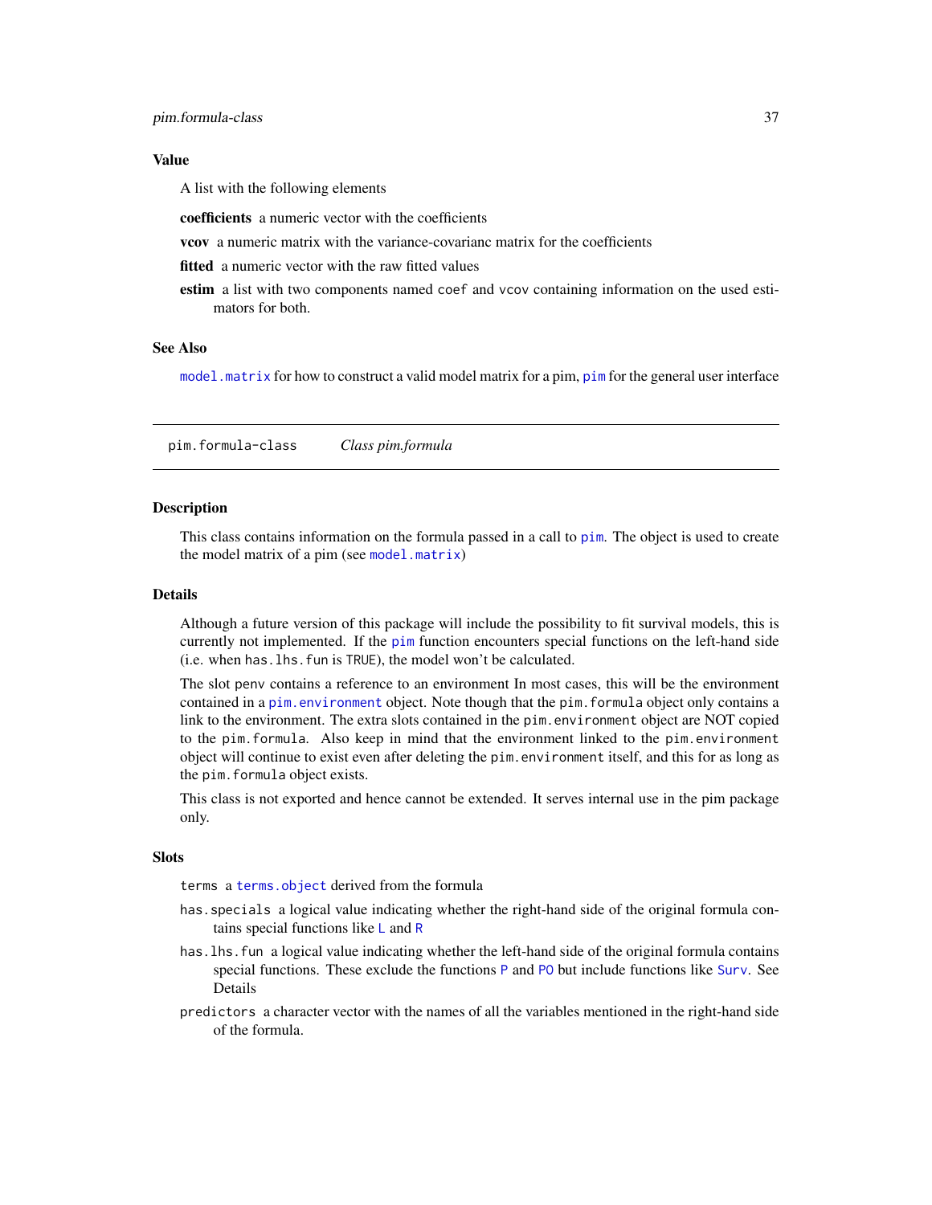### Value

A list with the following elements

**coefficients** a numeric vector with the coefficients

**vcov** a numeric matrix with the variance-covarianc matrix for the coefficients

**fitted** a numeric vector with the raw fitted values

**estim** a list with two components named `coef` and `vcov` containing information on the used estimators for both.

### See Also

`model.matrix` for how to construct a valid model matrix for a pim, `pim` for the general user interface

---

## pim.formula-class *Class pim.formula*

### Description

This class contains information on the formula passed in a call to `pim`. The object is used to create the model matrix of a pim (see `model.matrix`)

### Details

Although a future version of this package will include the possibility to fit survival models, this is currently not implemented. If the `pim` function encounters special functions on the left-hand side (i.e. when `has.lhs.fun` is `TRUE`), the model won't be calculated.

The slot `penv` contains a reference to an environment In most cases, this will be the environment contained in a `pim.environment` object. Note though that the `pim.formula` object only contains a link to the environment. The extra slots contained in the `pim.environment` object are NOT copied to the `pim.formula`. Also keep in mind that the environment linked to the `pim.environment` object will continue to exist even after deleting the `pim.environment` itself, and this for as long as the `pim.formula` object exists.

This class is not exported and hence cannot be extended. It serves internal use in the pim package only.

### Slots

`terms` a `terms.object` derived from the formula

`has.specials` a logical value indicating whether the right-hand side of the original formula contains special functions like `L` and `R`

`has.lhs.fun` a logical value indicating whether the left-hand side of the original formula contains special functions. These exclude the functions `P` and `PO` but include functions like `Surv`. See Details

`predictors` a character vector with the names of all the variables mentioned in the right-hand side of the formula.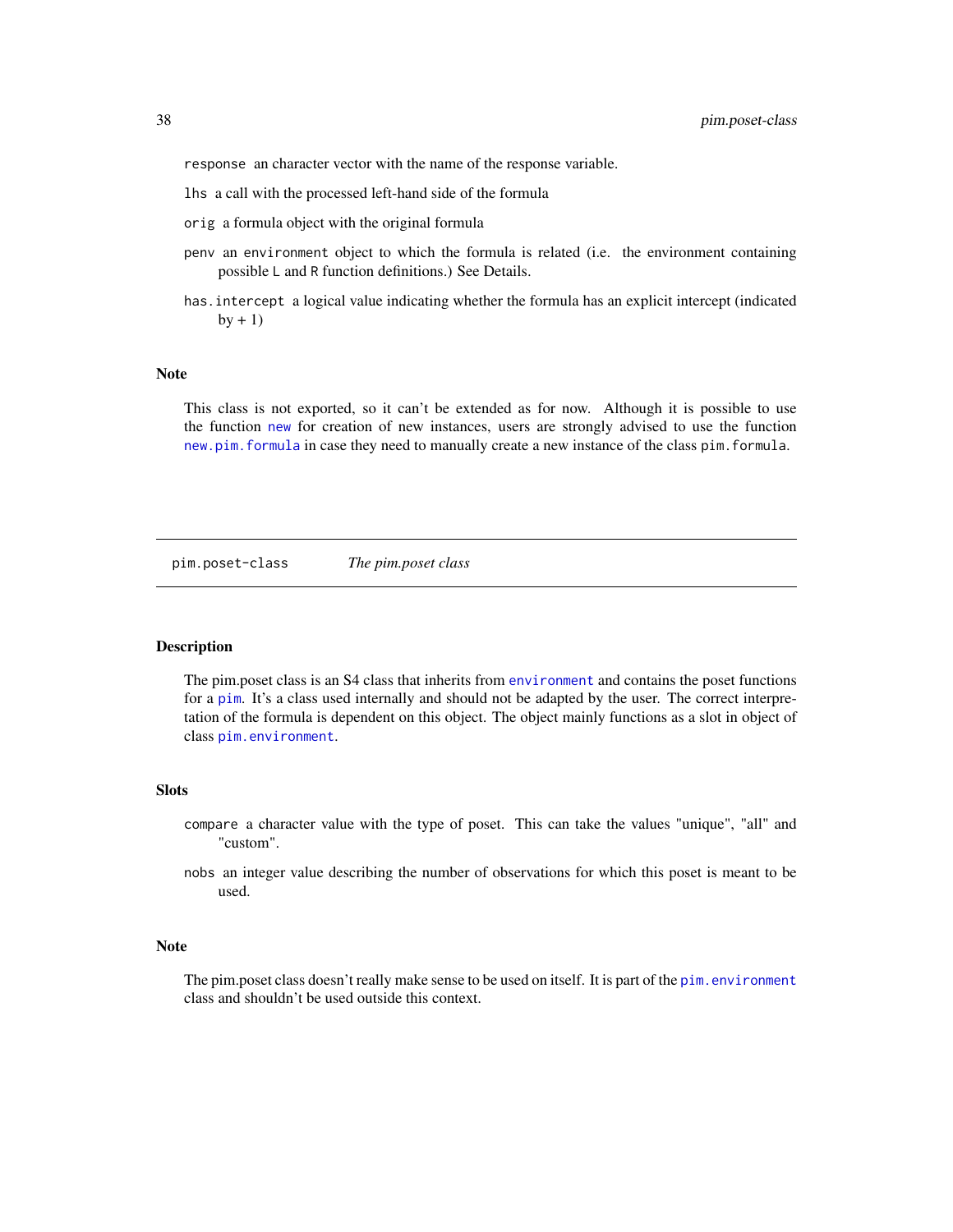`response` an character vector with the name of the response variable.

`lhs` a call with the processed left-hand side of the formula

`orig` a formula object with the original formula

`penv` an `environment` object to which the formula is related (i.e. the environment containing possible `L` and `R` function definitions.) See Details.

`has.intercept` a logical value indicating whether the formula has an explicit intercept (indicated by + 1)

### Note

This class is not exported, so it can't be extended as for now. Although it is possible to use the function `new` for creation of new instances, users are strongly advised to use the function `new.pim.formula` in case they need to manually create a new instance of the class `pim.formula`.

---

## `pim.poset-class` *The pim.poset class*

---

### Description

The pim.poset class is an S4 class that inherits from `environment` and contains the poset functions for a `pim`. It's a class used internally and should not be adapted by the user. The correct interpretation of the formula is dependent on this object. The object mainly functions as a slot in object of class `pim.environment`.

### Slots

`compare` a character value with the type of poset. This can take the values "unique", "all" and "custom".

`nobs` an integer value describing the number of observations for which this poset is meant to be used.

### Note

The pim.poset class doesn't really make sense to be used on itself. It is part of the `pim.environment` class and shouldn't be used outside this context.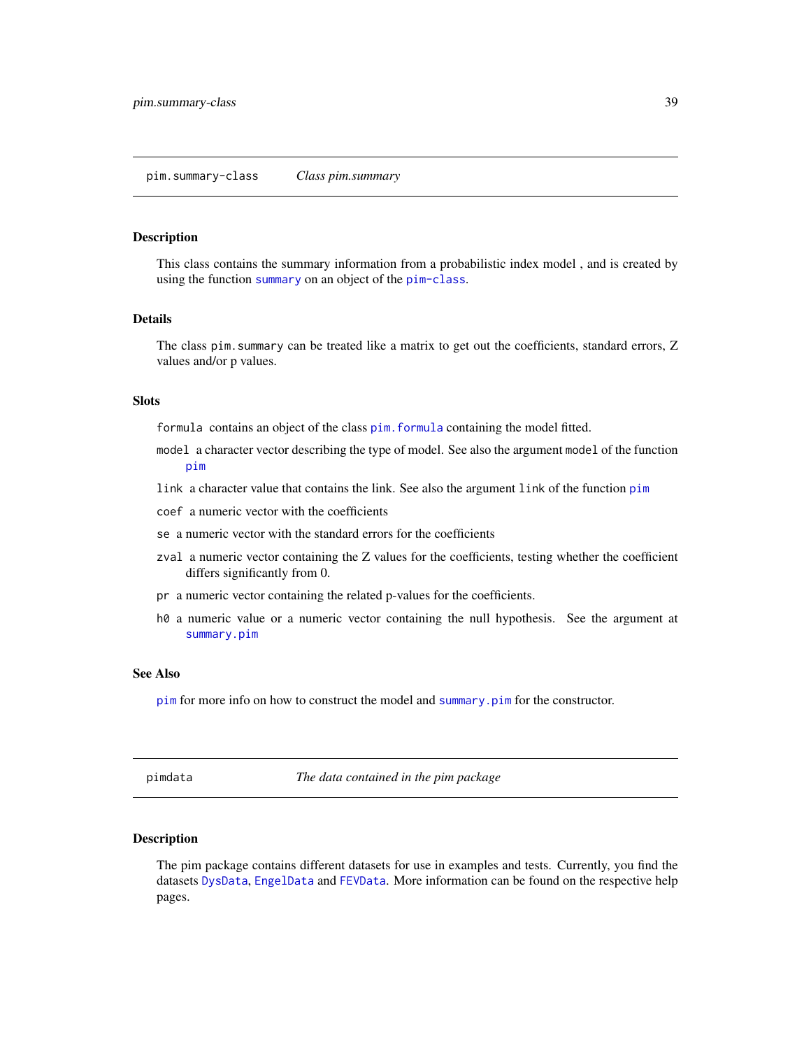## pim.summary-class *Class pim.summary*

### Description

This class contains the summary information from a probabilistic index model , and is created by using the function summary on an object of the pim-class.

### Details

The class pim.summary can be treated like a matrix to get out the coefficients, standard errors, Z values and/or p values.

### Slots

- `formula` contains an object of the class pim.formula containing the model fitted.
- `model` a character vector describing the type of model. See also the argument model of the function pim
- `link` a character value that contains the link. See also the argument link of the function pim
- `coef` a numeric vector with the coefficients
- `se` a numeric vector with the standard errors for the coefficients
- `zval` a numeric vector containing the Z values for the coefficients, testing whether the coefficient differs significantly from 0.
- `pr` a numeric vector containing the related p-values for the coefficients.
- `h0` a numeric value or a numeric vector containing the null hypothesis. See the argument at summary.pim

### See Also

pim for more info on how to construct the model and summary.pim for the constructor.

## pimdata *The data contained in the pim package*

### Description

The pim package contains different datasets for use in examples and tests. Currently, you find the datasets DysData, EngelData and FEVData. More information can be found on the respective help pages.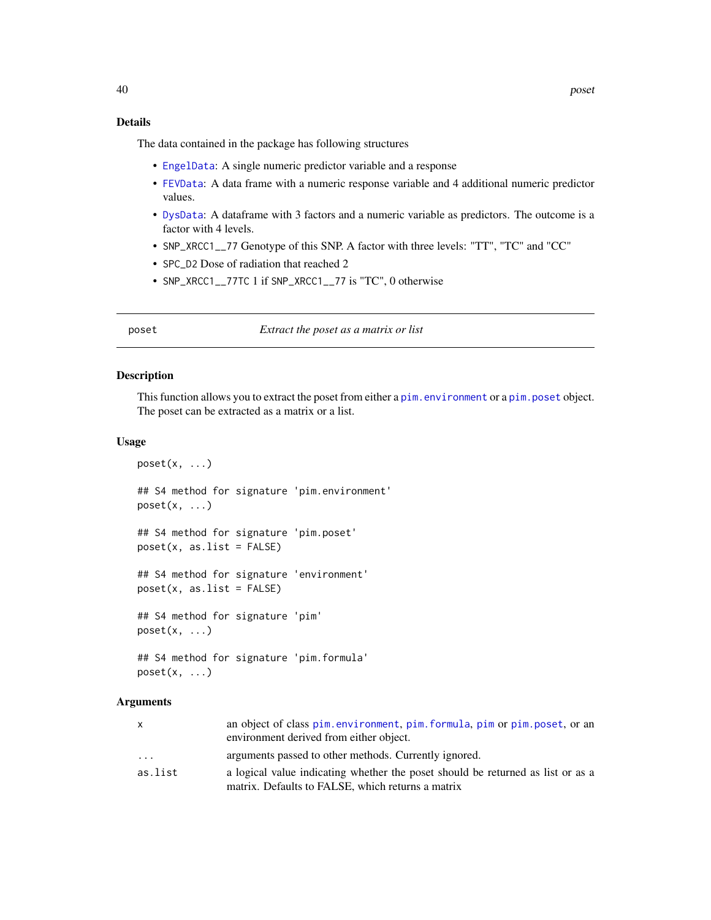### Details

The data contained in the package has following structures

- EngelData: A single numeric predictor variable and a response
- FEVData: A data frame with a numeric response variable and 4 additional numeric predictor values.
- DysData: A dataframe with 3 factors and a numeric variable as predictors. The outcome is a factor with 4 levels.
- SNP_XRCC1__77 Genotype of this SNP. A factor with three levels: "TT", "TC" and "CC"
- SPC_D2 Dose of radiation that reached 2
- SNP_XRCC1__77TC 1 if SNP_XRCC1__77 is "TC", 0 otherwise

---

## poset — *Extract the poset as a matrix or list*

### Description

This function allows you to extract the poset from either a pim.environment or a pim.poset object. The poset can be extracted as a matrix or a list.

### Usage

```
poset(x, ...)

## S4 method for signature 'pim.environment'
poset(x, ...)

## S4 method for signature 'pim.poset'
poset(x, as.list = FALSE)

## S4 method for signature 'environment'
poset(x, as.list = FALSE)

## S4 method for signature 'pim'
poset(x, ...)

## S4 method for signature 'pim.formula'
poset(x, ...)
```

### Arguments

| | |
|---|---|
| x | an object of class pim.environment, pim.formula, pim or pim.poset, or an environment derived from either object. |
| ... | arguments passed to other methods. Currently ignored. |
| as.list | a logical value indicating whether the poset should be returned as list or as a matrix. Defaults to FALSE, which returns a matrix |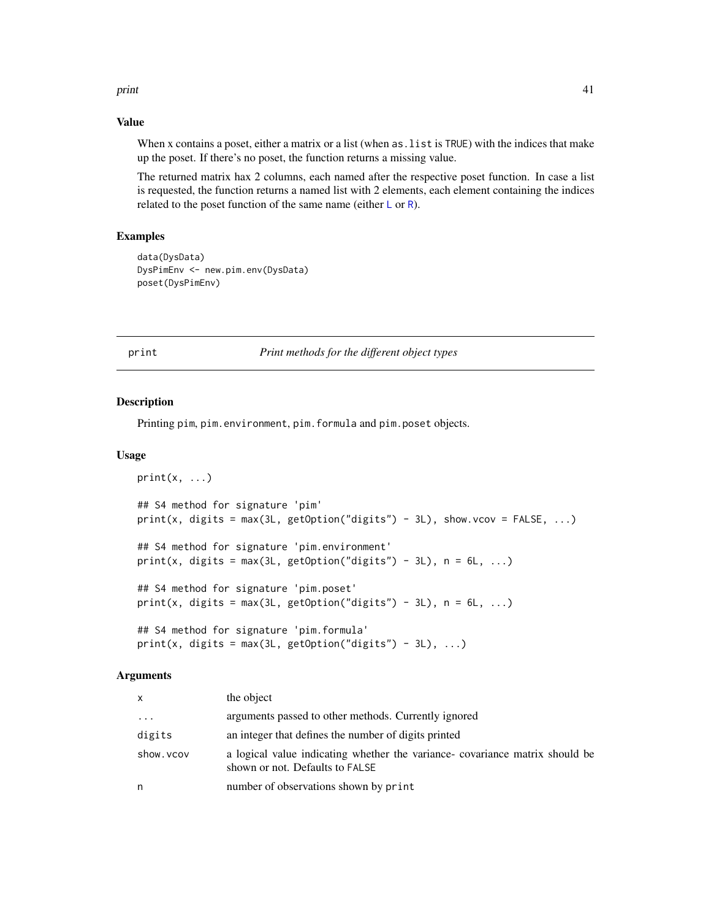### Value

When x contains a poset, either a matrix or a list (when `as.list` is `TRUE`) with the indices that make up the poset. If there's no poset, the function returns a missing value.

The returned matrix hax 2 columns, each named after the respective poset function. In case a list is requested, the function returns a named list with 2 elements, each element containing the indices related to the poset function of the same name (either `L` or `R`).

### Examples

```
data(DysData)
DysPimEnv <- new.pim.env(DysData)
poset(DysPimEnv)
```

---

## print — *Print methods for the different object types*

---

### Description

Printing `pim`, `pim.environment`, `pim.formula` and `pim.poset` objects.

### Usage

```
print(x, ...)

## S4 method for signature 'pim'
print(x, digits = max(3L, getOption("digits") - 3L), show.vcov = FALSE, ...)

## S4 method for signature 'pim.environment'
print(x, digits = max(3L, getOption("digits") - 3L), n = 6L, ...)

## S4 method for signature 'pim.poset'
print(x, digits = max(3L, getOption("digits") - 3L), n = 6L, ...)

## S4 method for signature 'pim.formula'
print(x, digits = max(3L, getOption("digits") - 3L), ...)
```

### Arguments

| | |
|---|---|
| `x` | the object |
| `...` | arguments passed to other methods. Currently ignored |
| `digits` | an integer that defines the number of digits printed |
| `show.vcov` | a logical value indicating whether the variance- covariance matrix should be shown or not. Defaults to `FALSE` |
| `n` | number of observations shown by `print` |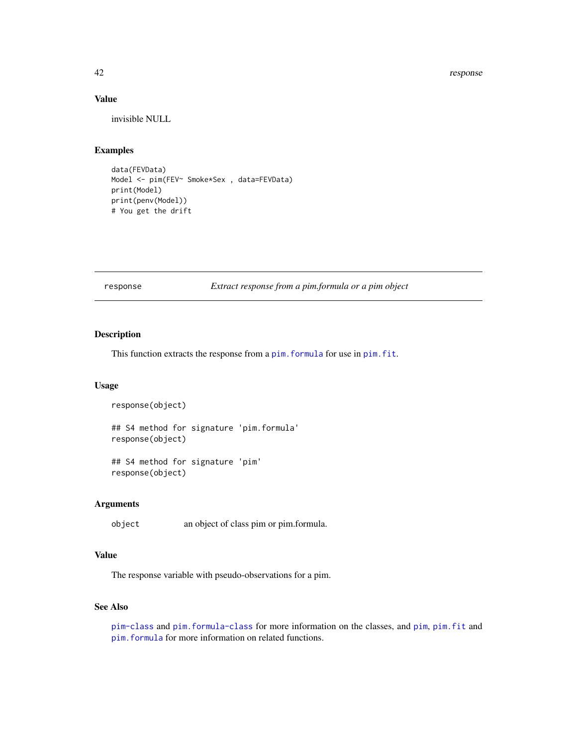### Value

invisible NULL

### Examples

```
data(FEVData)
Model <- pim(FEV~ Smoke*Sex , data=FEVData)
print(Model)
print(penv(Model))
# You get the drift
```

---

## response — *Extract response from a pim.formula or a pim object*

---

### Description

This function extracts the response from a `pim.formula` for use in `pim.fit`.

### Usage

```
response(object)

## S4 method for signature 'pim.formula'
response(object)

## S4 method for signature 'pim'
response(object)
```

### Arguments

| | |
|---|---|
| `object` | an object of class pim or pim.formula. |

### Value

The response variable with pseudo-observations for a pim.

### See Also

`pim-class` and `pim.formula-class` for more information on the classes, and `pim`, `pim.fit` and `pim.formula` for more information on related functions.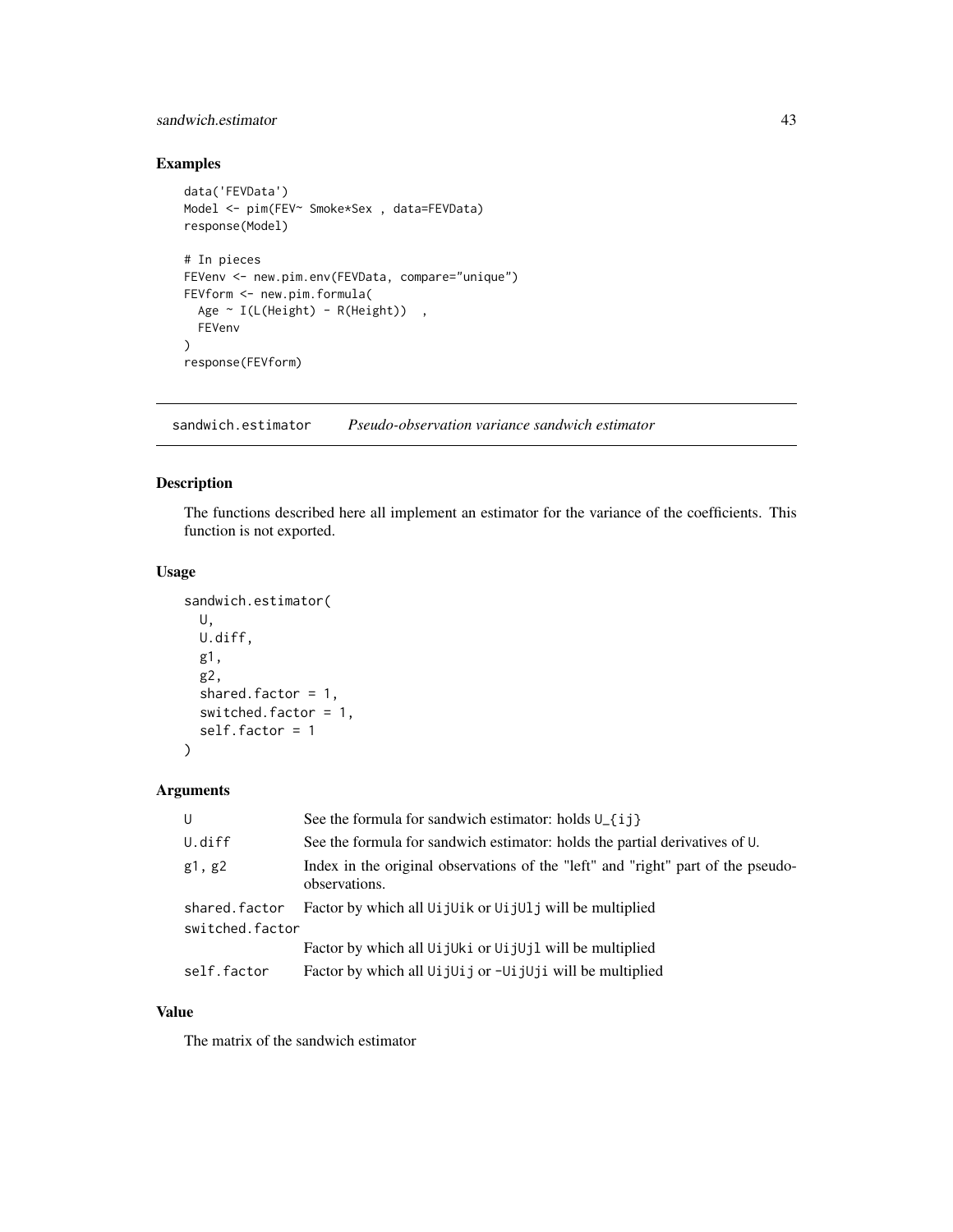### Examples

```
data('FEVData')
Model <- pim(FEV~ Smoke*Sex , data=FEVData)
response(Model)

# In pieces
FEVenv <- new.pim.env(FEVData, compare="unique")
FEVform <- new.pim.formula(
  Age ~ I(L(Height) - R(Height))  ,
  FEVenv
)
response(FEVform)
```

---

## sandwich.estimator — *Pseudo-observation variance sandwich estimator*

### Description

The functions described here all implement an estimator for the variance of the coefficients. This function is not exported.

### Usage

```
sandwich.estimator(
  U,
  U.diff,
  g1,
  g2,
  shared.factor = 1,
  switched.factor = 1,
  self.factor = 1
)
```

### Arguments

| | |
|---|---|
| `U` | See the formula for sandwich estimator: holds `U_{ij}` |
| `U.diff` | See the formula for sandwich estimator: holds the partial derivatives of `U`. |
| `g1, g2` | Index in the original observations of the "left" and "right" part of the pseudo-observations. |
| `shared.factor` | Factor by which all `UijUik` or `UijUlj` will be multiplied |
| `switched.factor` | Factor by which all `UijUki` or `UijUjl` will be multiplied |
| `self.factor` | Factor by which all `UijUij` or `-UijUji` will be multiplied |

### Value

The matrix of the sandwich estimator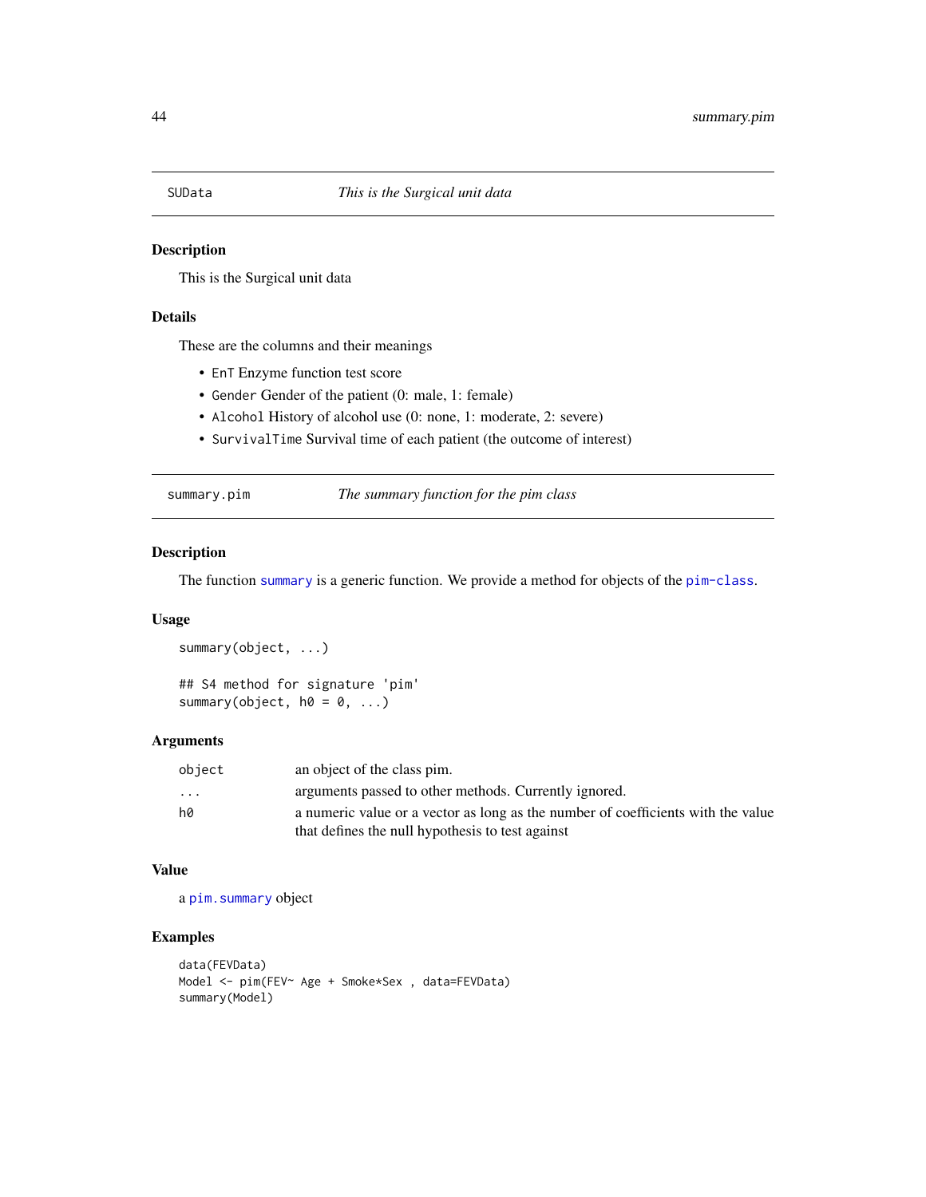## SUData *This is the Surgical unit data*

### Description

This is the Surgical unit data

### Details

These are the columns and their meanings

- `EnT` Enzyme function test score
- `Gender` Gender of the patient (0: male, 1: female)
- `Alcohol` History of alcohol use (0: none, 1: moderate, 2: severe)
- `SurvivalTime` Survival time of each patient (the outcome of interest)

## summary.pim *The summary function for the pim class*

### Description

The function `summary` is a generic function. We provide a method for objects of the `pim-class`.

### Usage

```
summary(object, ...)

## S4 method for signature 'pim'
summary(object, h0 = 0, ...)
```

### Arguments

| | |
|---|---|
| `object` | an object of the class pim. |
| `...` | arguments passed to other methods. Currently ignored. |
| `h0` | a numeric value or a vector as long as the number of coefficients with the value that defines the null hypothesis to test against |

### Value

a `pim.summary` object

### Examples

```
data(FEVData)
Model <- pim(FEV~ Age + Smoke*Sex , data=FEVData)
summary(Model)
```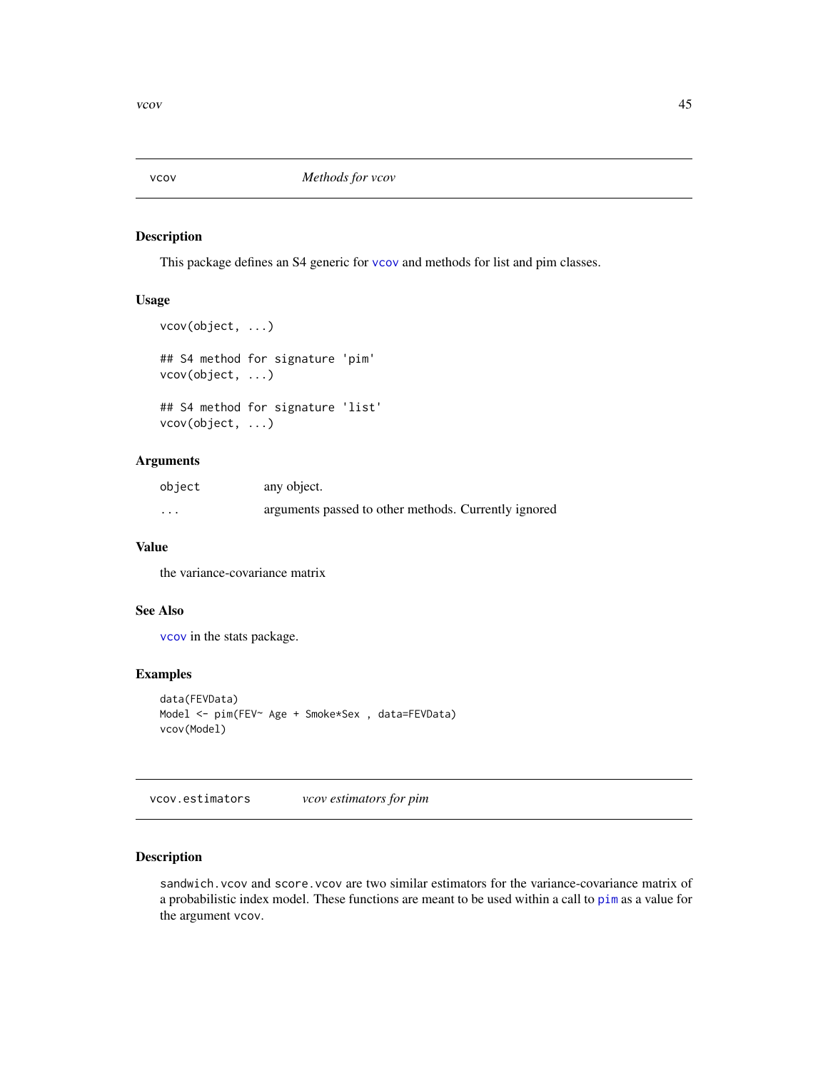## vcov — *Methods for vcov*

### Description

This package defines an S4 generic for `vcov` and methods for list and pim classes.

### Usage

```
vcov(object, ...)

## S4 method for signature 'pim'
vcov(object, ...)

## S4 method for signature 'list'
vcov(object, ...)
```

### Arguments

| | |
|---|---|
| `object` | any object. |
| `...` | arguments passed to other methods. Currently ignored |

### Value

the variance-covariance matrix

### See Also

`vcov` in the stats package.

### Examples

```
data(FEVData)
Model <- pim(FEV~ Age + Smoke*Sex , data=FEVData)
vcov(Model)
```

## vcov.estimators — *vcov estimators for pim*

### Description

`sandwich.vcov` and `score.vcov` are two similar estimators for the variance-covariance matrix of a probabilistic index model. These functions are meant to be used within a call to `pim` as a value for the argument `vcov`.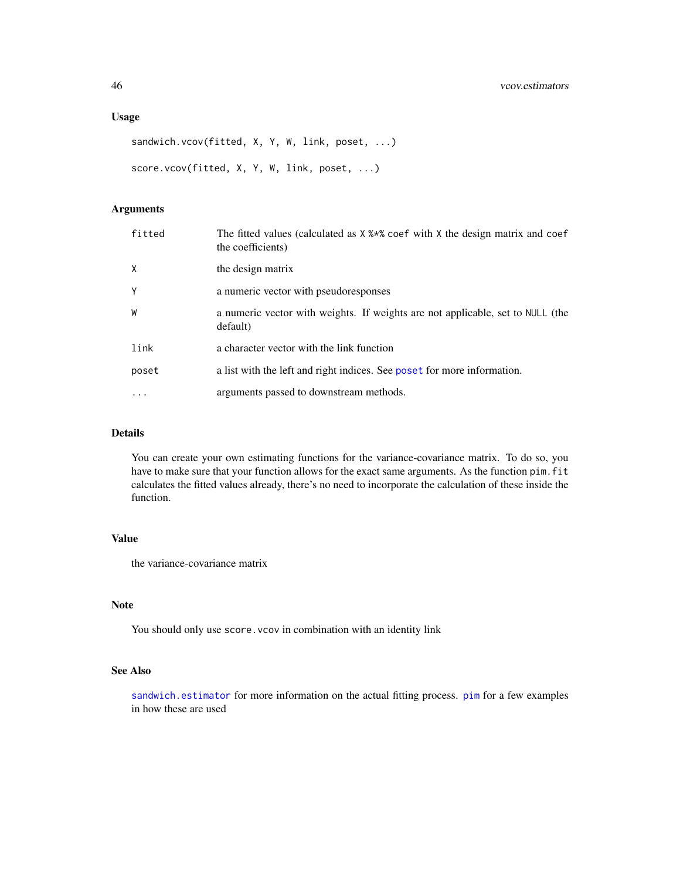### Usage

```
sandwich.vcov(fitted, X, Y, W, link, poset, ...)

score.vcov(fitted, X, Y, W, link, poset, ...)
```

### Arguments

| | |
|---|---|
| `fitted` | The fitted values (calculated as `X %*% coef` with `X` the design matrix and `coef` the coefficients) |
| `X` | the design matrix |
| `Y` | a numeric vector with pseudoresponses |
| `W` | a numeric vector with weights. If weights are not applicable, set to `NULL` (the default) |
| `link` | a character vector with the link function |
| `poset` | a list with the left and right indices. See `poset` for more information. |
| `...` | arguments passed to downstream methods. |

### Details

You can create your own estimating functions for the variance-covariance matrix. To do so, you have to make sure that your function allows for the exact same arguments. As the function `pim.fit` calculates the fitted values already, there's no need to incorporate the calculation of these inside the function.

### Value

the variance-covariance matrix

### Note

You should only use `score.vcov` in combination with an identity link

### See Also

`sandwich.estimator` for more information on the actual fitting process. `pim` for a few examples in how these are used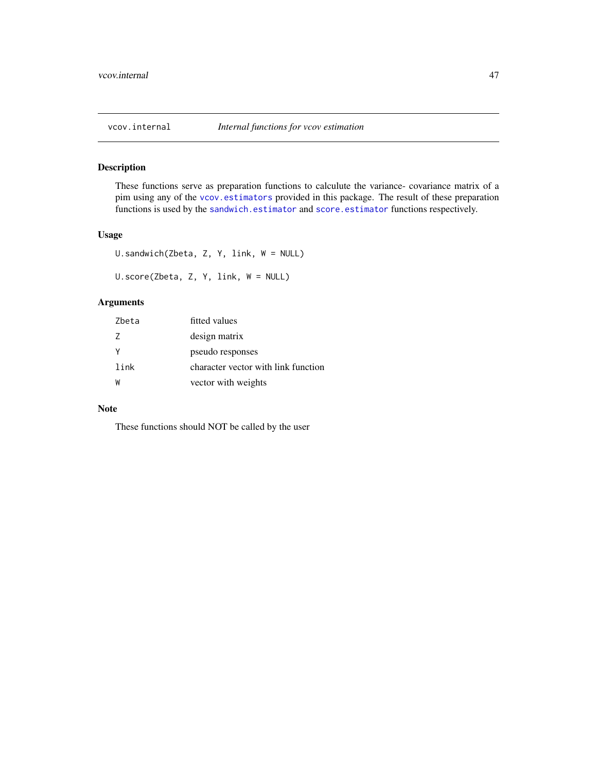# vcov.internal *Internal functions for vcov estimation*

## Description

These functions serve as preparation functions to calculute the variance- covariance matrix of a pim using any of the `vcov.estimators` provided in this package. The result of these preparation functions is used by the `sandwich.estimator` and `score.estimator` functions respectively.

## Usage

```
U.sandwich(Zbeta, Z, Y, link, W = NULL)

U.score(Zbeta, Z, Y, link, W = NULL)
```

## Arguments

| | |
|---|---|
| `Zbeta` | fitted values |
| `Z` | design matrix |
| `Y` | pseudo responses |
| `link` | character vector with link function |
| `W` | vector with weights |

## Note

These functions should NOT be called by the user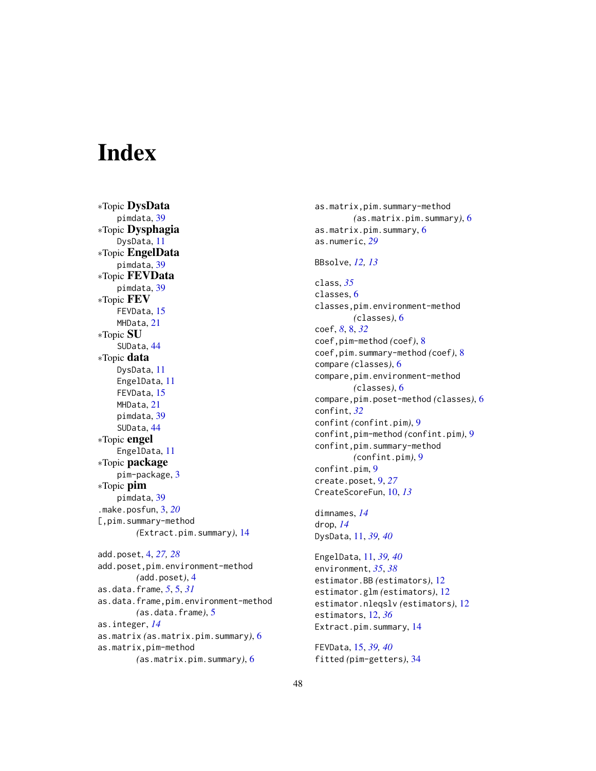# Index

*Topic **DysData**
  pimdata, 39
*Topic **Dysphagia**
  DysData, 11
*Topic **EngelData**
  pimdata, 39
*Topic **FEVData**
  pimdata, 39
*Topic **FEV**
  FEVData, 15
  MHData, 21
*Topic **SU**
  SUData, 44
*Topic **data**
  DysData, 11
  EngelData, 11
  FEVData, 15
  MHData, 21
  pimdata, 39
  SUData, 44
*Topic **engel**
  EngelData, 11
*Topic **package**
  pim-package, 3
*Topic **pim**
  pimdata, 39

.make.posfun, 3, *20*
[,pim.summary-method
  *(*Extract.pim.summary*)*, 14

add.poset, 4, *27, 28*
add.poset,pim.environment-method
  *(*add.poset*)*, 4
as.data.frame, *5*, 5, *31*
as.data.frame,pim.environment-method
  *(*as.data.frame*)*, 5
as.integer, *14*
as.matrix *(*as.matrix.pim.summary*)*, 6
as.matrix,pim-method
  *(*as.matrix.pim.summary*)*, 6
as.matrix,pim.summary-method
  *(*as.matrix.pim.summary*)*, 6
as.matrix.pim.summary, 6
as.numeric, *29*

BBsolve, *12, 13*

class, *35*
classes, 6
classes,pim.environment-method
  *(*classes*)*, 6
coef, *8*, 8, *32*
coef,pim-method *(*coef*)*, 8
coef,pim.summary-method *(*coef*)*, 8
compare *(*classes*)*, 6
compare,pim.environment-method
  *(*classes*)*, 6
compare,pim.poset-method *(*classes*)*, 6
confint, *32*
confint *(*confint.pim*)*, 9
confint,pim-method *(*confint.pim*)*, 9
confint,pim.summary-method
  *(*confint.pim*)*, 9
confint.pim, 9
create.poset, 9, *27*
CreateScoreFun, 10, *13*

dimnames, *14*
drop, *14*
DysData, 11, *39, 40*

EngelData, 11, *39, 40*
environment, *35*, *38*
estimator.BB *(*estimators*)*, 12
estimator.glm *(*estimators*)*, 12
estimator.nleqslv *(*estimators*)*, 12
estimators, 12, *36*
Extract.pim.summary, 14

FEVData, 15, *39, 40*
fitted *(*pim-getters*)*, 34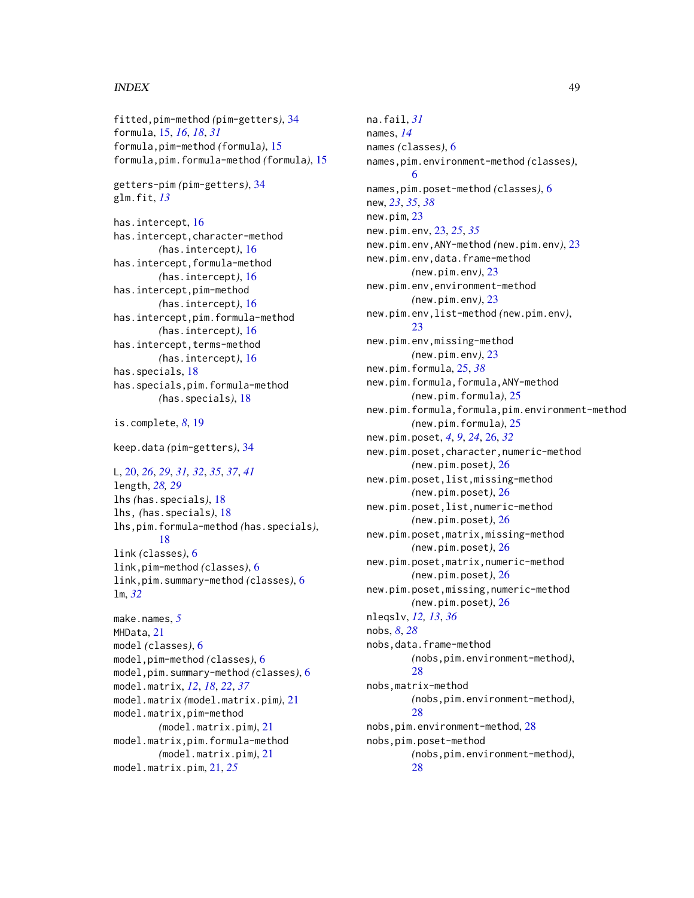fitted,pim-method *(pim-getters)*, 34
formula, 15, *16*, *18*, *31*
formula,pim-method *(formula)*, 15
formula,pim.formula-method *(formula)*, 15

getters-pim *(pim-getters)*, 34
glm.fit, *13*

has.intercept, 16
has.intercept,character-method *(has.intercept)*, 16
has.intercept,formula-method *(has.intercept)*, 16
has.intercept,pim-method *(has.intercept)*, 16
has.intercept,pim.formula-method *(has.intercept)*, 16
has.intercept,terms-method *(has.intercept)*, 16
has.specials, 18
has.specials,pim.formula-method *(has.specials)*, 18

is.complete, *8*, 19

keep.data *(pim-getters)*, 34

L, 20, *26*, *29*, *31*, *32*, *35*, *37*, *41*
length, *28, 29*
lhs *(has.specials)*, 18
lhs, *(has.specials)*, 18
lhs,pim.formula-method *(has.specials)*, 18
link *(classes)*, 6
link,pim-method *(classes)*, 6
link,pim.summary-method *(classes)*, 6
lm, *32*

make.names, *5*
MHData, 21
model *(classes)*, 6
model,pim-method *(classes)*, 6
model,pim.summary-method *(classes)*, 6
model.matrix, *12*, *18*, *22*, *37*
model.matrix *(model.matrix.pim)*, 21
model.matrix,pim-method *(model.matrix.pim)*, 21
model.matrix,pim.formula-method *(model.matrix.pim)*, 21
model.matrix.pim, 21, *25*

na.fail, *31*
names, *14*
names *(classes)*, 6
names,pim.environment-method *(classes)*, 6
names,pim.poset-method *(classes)*, 6
new, *23*, *35*, *38*
new.pim, 23
new.pim.env, 23, *25*, *35*
new.pim.env,ANY-method *(new.pim.env)*, 23
new.pim.env,data.frame-method *(new.pim.env)*, 23
new.pim.env,environment-method *(new.pim.env)*, 23
new.pim.env,list-method *(new.pim.env)*, 23
new.pim.env,missing-method *(new.pim.env)*, 23
new.pim.formula, 25, *38*
new.pim.formula,formula,ANY-method *(new.pim.formula)*, 25
new.pim.formula,formula,pim.environment-method *(new.pim.formula)*, 25
new.pim.poset, *4*, *9*, *24*, 26, *32*
new.pim.poset,character,numeric-method *(new.pim.poset)*, 26
new.pim.poset,list,missing-method *(new.pim.poset)*, 26
new.pim.poset,list,numeric-method *(new.pim.poset)*, 26
new.pim.poset,matrix,missing-method *(new.pim.poset)*, 26
new.pim.poset,matrix,numeric-method *(new.pim.poset)*, 26
new.pim.poset,missing,numeric-method *(new.pim.poset)*, 26
nleqslv, *12, 13*, *36*
nobs, *8*, *28*
nobs,data.frame-method *(nobs,pim.environment-method)*, 28
nobs,matrix-method *(nobs,pim.environment-method)*, 28
nobs,pim.environment-method, 28
nobs,pim.poset-method *(nobs,pim.environment-method)*, 28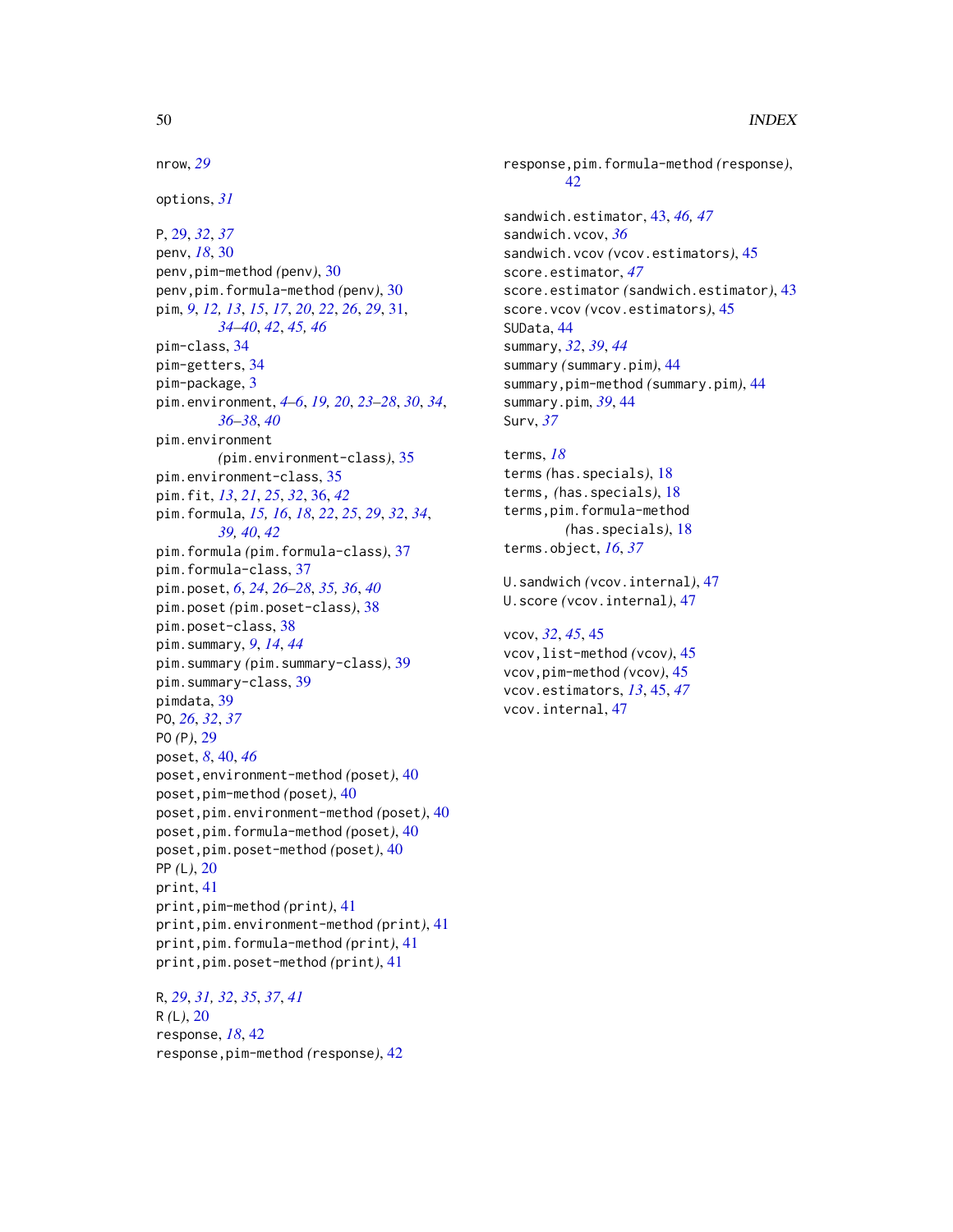nrow, *29*

options, *31*

P, 29, *32*, *37*
penv, *18*, 30
penv,pim-method *(penv)*, 30
penv,pim.formula-method *(penv)*, 30
pim, *9*, *12, 13*, *15*, *17*, *20*, *22*, *26*, *29*, 31, *34–40*, *42*, *45, 46*
pim-class, 34
pim-getters, 34
pim-package, 3
pim.environment, *4–6*, *19, 20*, *23–28*, *30*, *34*, *36–38*, *40*
pim.environment *(pim.environment-class)*, 35
pim.environment-class, 35
pim.fit, *13*, *21*, *25*, *32*, 36, *42*
pim.formula, *15, 16*, *18*, *22*, *25*, *29*, *32*, *34*, *39, 40*, *42*
pim.formula *(pim.formula-class)*, 37
pim.formula-class, 37
pim.poset, *6*, *24*, *26–28*, *35, 36*, *40*
pim.poset *(pim.poset-class)*, 38
pim.poset-class, 38
pim.summary, *9*, *14*, *44*
pim.summary *(pim.summary-class)*, 39
pim.summary-class, 39
pimdata, 39
PO, *26*, *32*, *37*
PO *(P)*, 29
poset, *8*, 40, *46*
poset,environment-method *(poset)*, 40
poset,pim-method *(poset)*, 40
poset,pim.environment-method *(poset)*, 40
poset,pim.formula-method *(poset)*, 40
poset,pim.poset-method *(poset)*, 40
PP *(L)*, 20
print, 41
print,pim-method *(print)*, 41
print,pim.environment-method *(print)*, 41
print,pim.formula-method *(print)*, 41
print,pim.poset-method *(print)*, 41

R, *29*, *31, 32*, *35*, *37*, *41*
R *(L)*, 20
response, *18*, 42
response,pim-method *(response)*, 42
response,pim.formula-method *(response)*, 42

sandwich.estimator, 43, *46, 47*
sandwich.vcov, *36*
sandwich.vcov *(vcov.estimators)*, 45
score.estimator, *47*
score.estimator *(sandwich.estimator)*, 43
score.vcov *(vcov.estimators)*, 45
SUData, 44
summary, *32*, *39*, *44*
summary *(summary.pim)*, 44
summary,pim-method *(summary.pim)*, 44
summary.pim, *39*, 44
Surv, *37*

terms, *18*
terms *(has.specials)*, 18
terms, *(has.specials)*, 18
terms,pim.formula-method *(has.specials)*, 18
terms.object, *16*, *37*

U.sandwich *(vcov.internal)*, 47
U.score *(vcov.internal)*, 47

vcov, *32*, *45*, 45
vcov,list-method *(vcov)*, 45
vcov,pim-method *(vcov)*, 45
vcov.estimators, *13*, 45, *47*
vcov.internal, 47